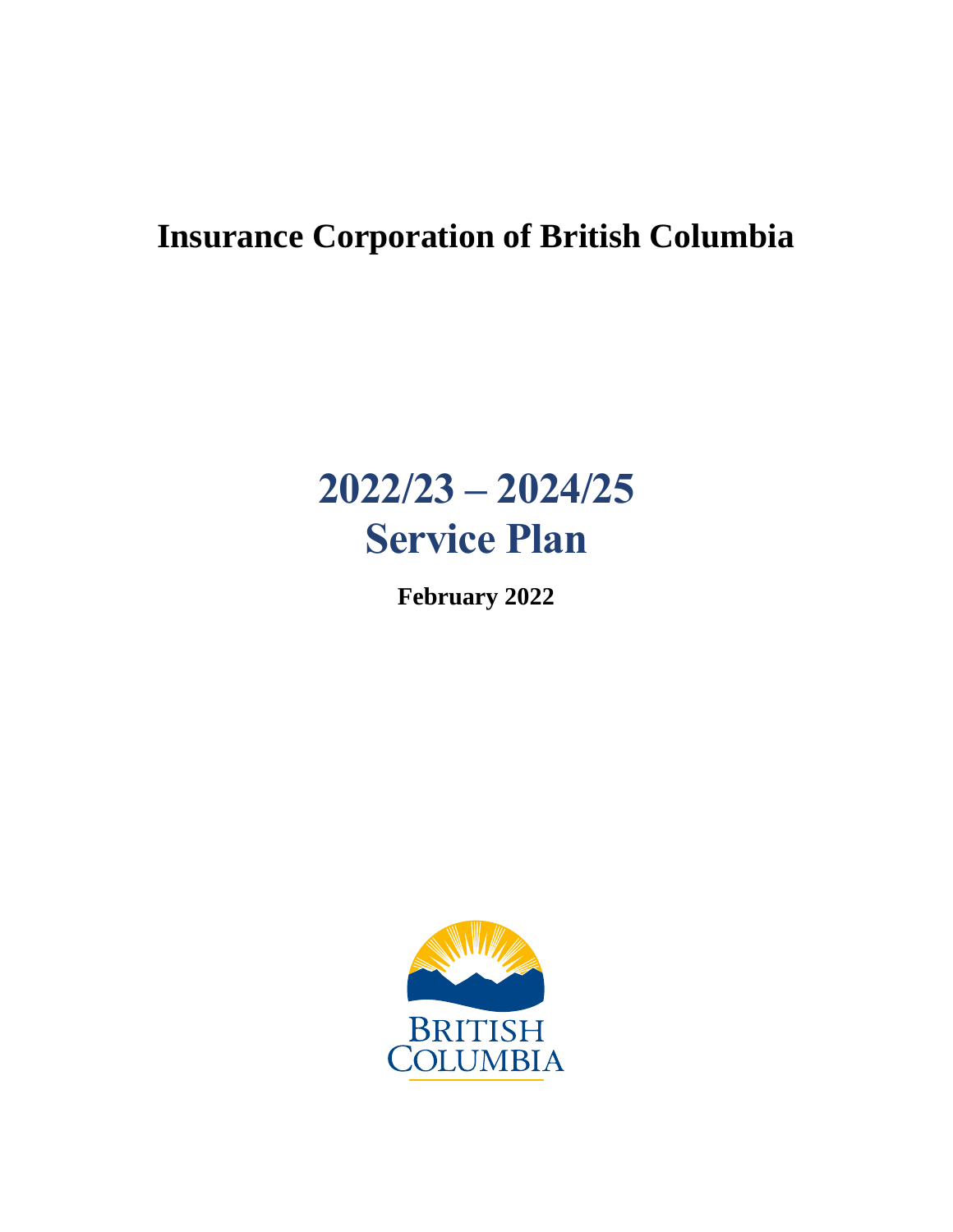# Insurance Corporation of British Columbia

# 2022/23 – 2024/25 Service Plan

**February 2022**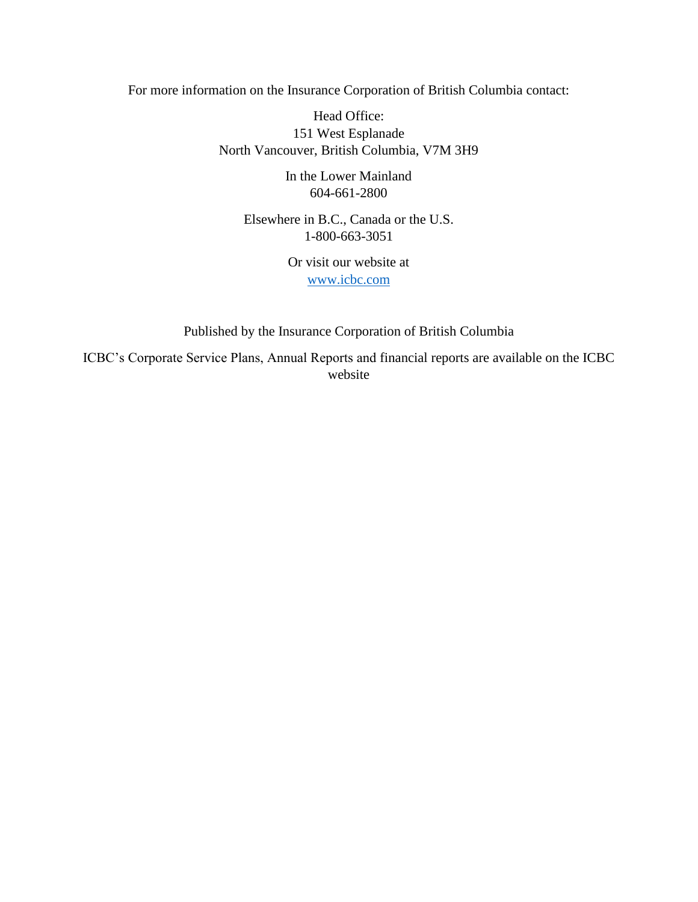For more information on the Insurance Corporation of British Columbia contact:

Head Office:
151 West Esplanade
North Vancouver, British Columbia, V7M 3H9

In the Lower Mainland
604-661-2800

Elsewhere in B.C., Canada or the U.S.
1-800-663-3051

Or visit our website at
[www.icbc.com](http://www.icbc.com)

Published by the Insurance Corporation of British Columbia

ICBC's Corporate Service Plans, Annual Reports and financial reports are available on the ICBC website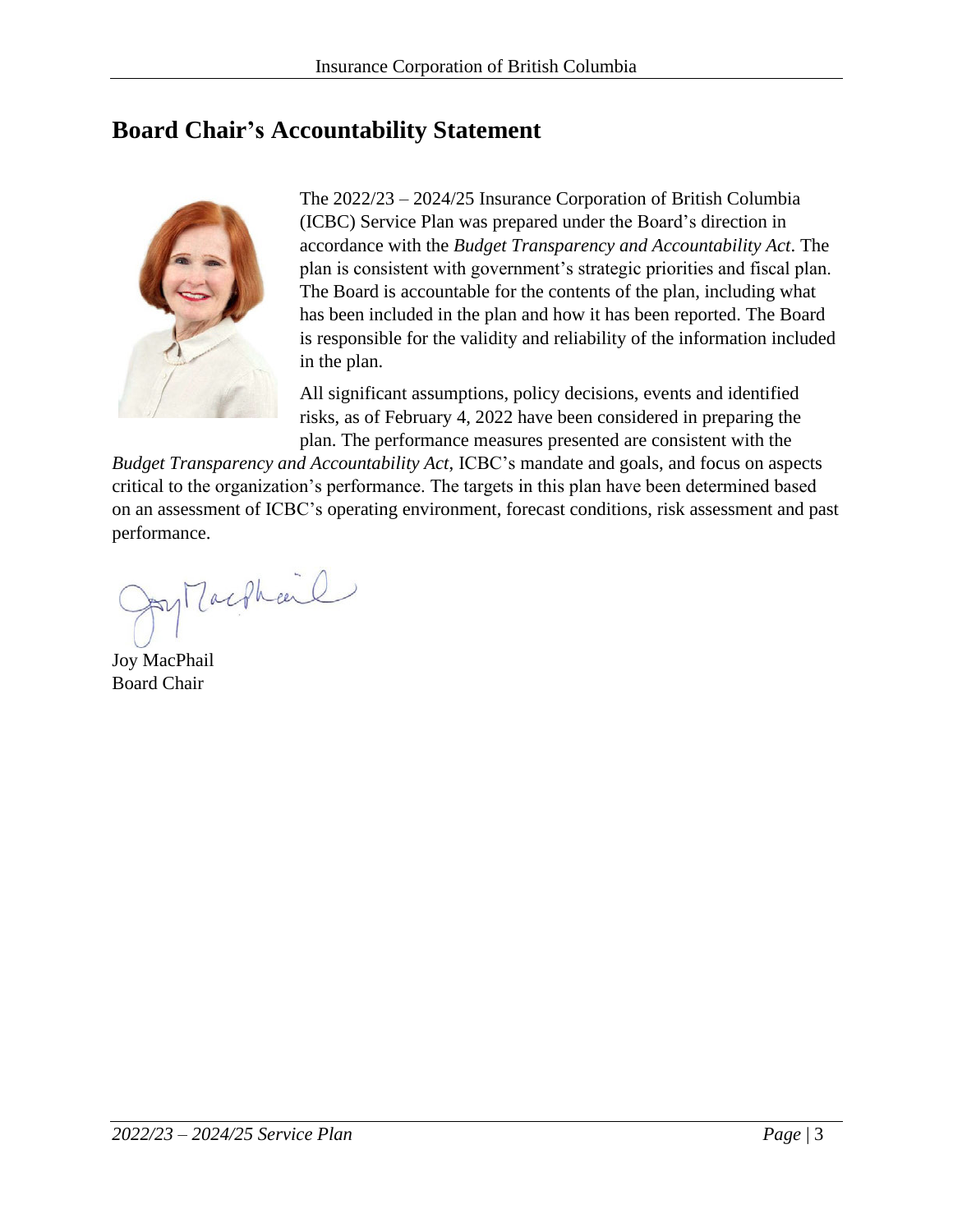## Board Chair's Accountability Statement

The 2022/23 – 2024/25 Insurance Corporation of British Columbia (ICBC) Service Plan was prepared under the Board's direction in accordance with the *Budget Transparency and Accountability Act*. The plan is consistent with government's strategic priorities and fiscal plan. The Board is accountable for the contents of the plan, including what has been included in the plan and how it has been reported. The Board is responsible for the validity and reliability of the information included in the plan.

All significant assumptions, policy decisions, events and identified risks, as of February 4, 2022 have been considered in preparing the plan. The performance measures presented are consistent with the *Budget Transparency and Accountability Act*, ICBC's mandate and goals, and focus on aspects critical to the organization's performance. The targets in this plan have been determined based on an assessment of ICBC's operating environment, forecast conditions, risk assessment and past performance.

Joy MacPhail
Board Chair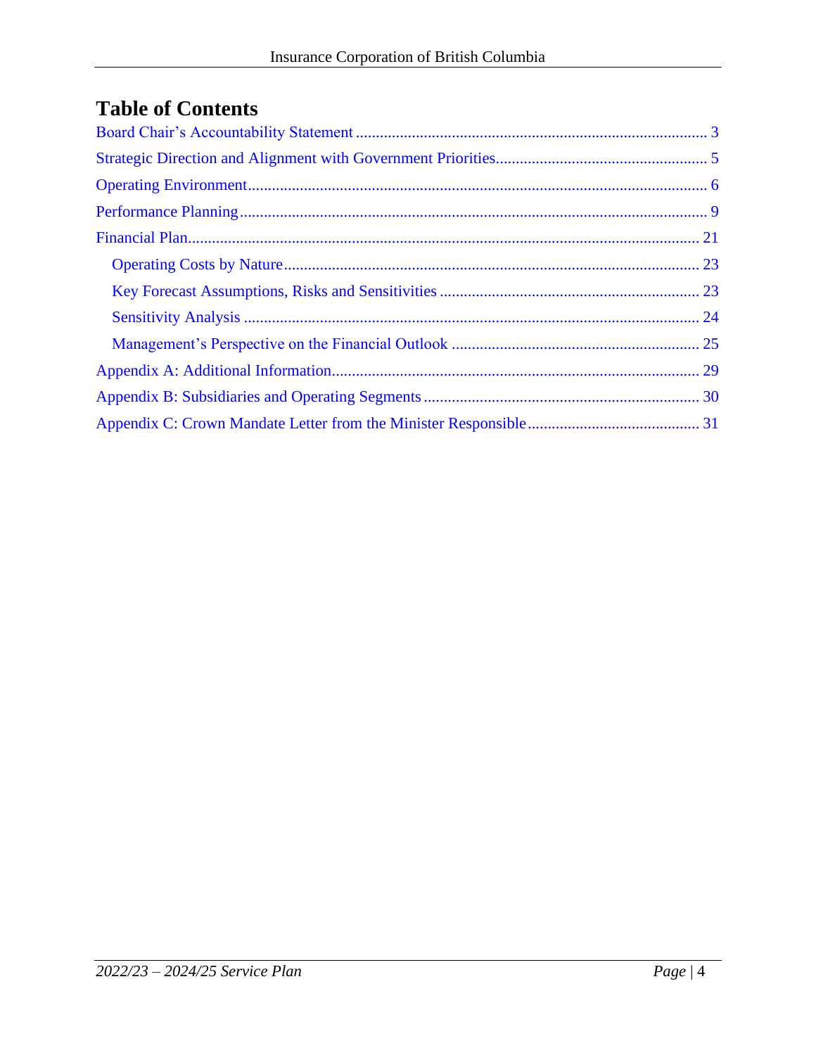# Table of Contents

Board Chair's Accountability Statement ........................................................................................ 3

Strategic Direction and Alignment with Government Priorities.................................................... 5

Operating Environment.................................................................................................................. 6

Performance Planning .................................................................................................................... 9

Financial Plan............................................................................................................................... 21

- Operating Costs by Nature....................................................................................................... 23
- Key Forecast Assumptions, Risks and Sensitivities ................................................................ 23
- Sensitivity Analysis ................................................................................................................. 24
- Management's Perspective on the Financial Outlook ............................................................. 25

Appendix A: Additional Information........................................................................................... 29

Appendix B: Subsidiaries and Operating Segments .................................................................... 30

Appendix C: Crown Mandate Letter from the Minister Responsible........................................... 31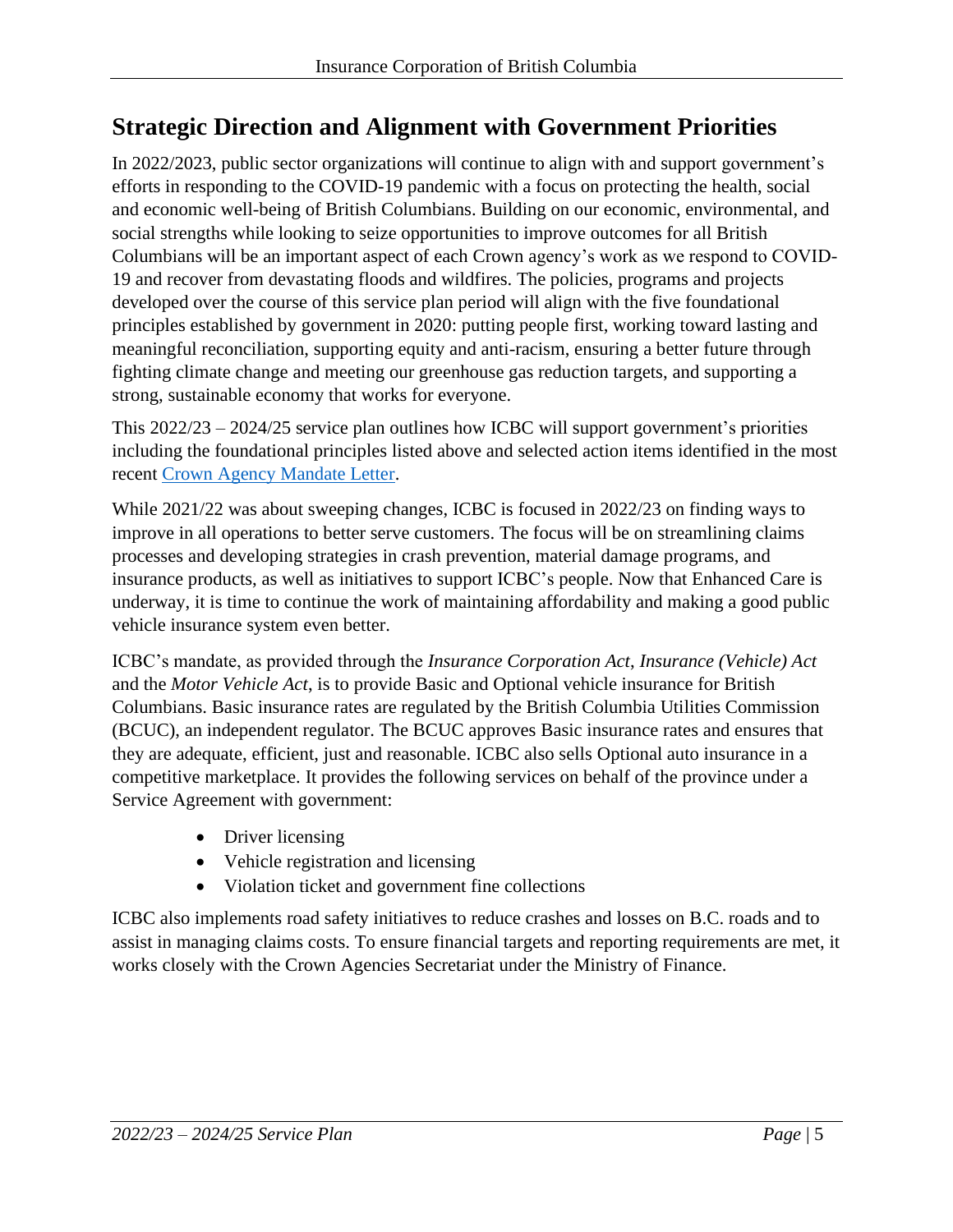## Strategic Direction and Alignment with Government Priorities

In 2022/2023, public sector organizations will continue to align with and support government's efforts in responding to the COVID-19 pandemic with a focus on protecting the health, social and economic well-being of British Columbians. Building on our economic, environmental, and social strengths while looking to seize opportunities to improve outcomes for all British Columbians will be an important aspect of each Crown agency's work as we respond to COVID-19 and recover from devastating floods and wildfires. The policies, programs and projects developed over the course of this service plan period will align with the five foundational principles established by government in 2020: putting people first, working toward lasting and meaningful reconciliation, supporting equity and anti-racism, ensuring a better future through fighting climate change and meeting our greenhouse gas reduction targets, and supporting a strong, sustainable economy that works for everyone.

This 2022/23 – 2024/25 service plan outlines how ICBC will support government's priorities including the foundational principles listed above and selected action items identified in the most recent [Crown Agency Mandate Letter](#).

While 2021/22 was about sweeping changes, ICBC is focused in 2022/23 on finding ways to improve in all operations to better serve customers. The focus will be on streamlining claims processes and developing strategies in crash prevention, material damage programs, and insurance products, as well as initiatives to support ICBC's people. Now that Enhanced Care is underway, it is time to continue the work of maintaining affordability and making a good public vehicle insurance system even better.

ICBC's mandate, as provided through the *Insurance Corporation Act*, *Insurance (Vehicle) Act* and the *Motor Vehicle Act*, is to provide Basic and Optional vehicle insurance for British Columbians. Basic insurance rates are regulated by the British Columbia Utilities Commission (BCUC), an independent regulator. The BCUC approves Basic insurance rates and ensures that they are adequate, efficient, just and reasonable. ICBC also sells Optional auto insurance in a competitive marketplace. It provides the following services on behalf of the province under a Service Agreement with government:

- Driver licensing
- Vehicle registration and licensing
- Violation ticket and government fine collections

ICBC also implements road safety initiatives to reduce crashes and losses on B.C. roads and to assist in managing claims costs. To ensure financial targets and reporting requirements are met, it works closely with the Crown Agencies Secretariat under the Ministry of Finance.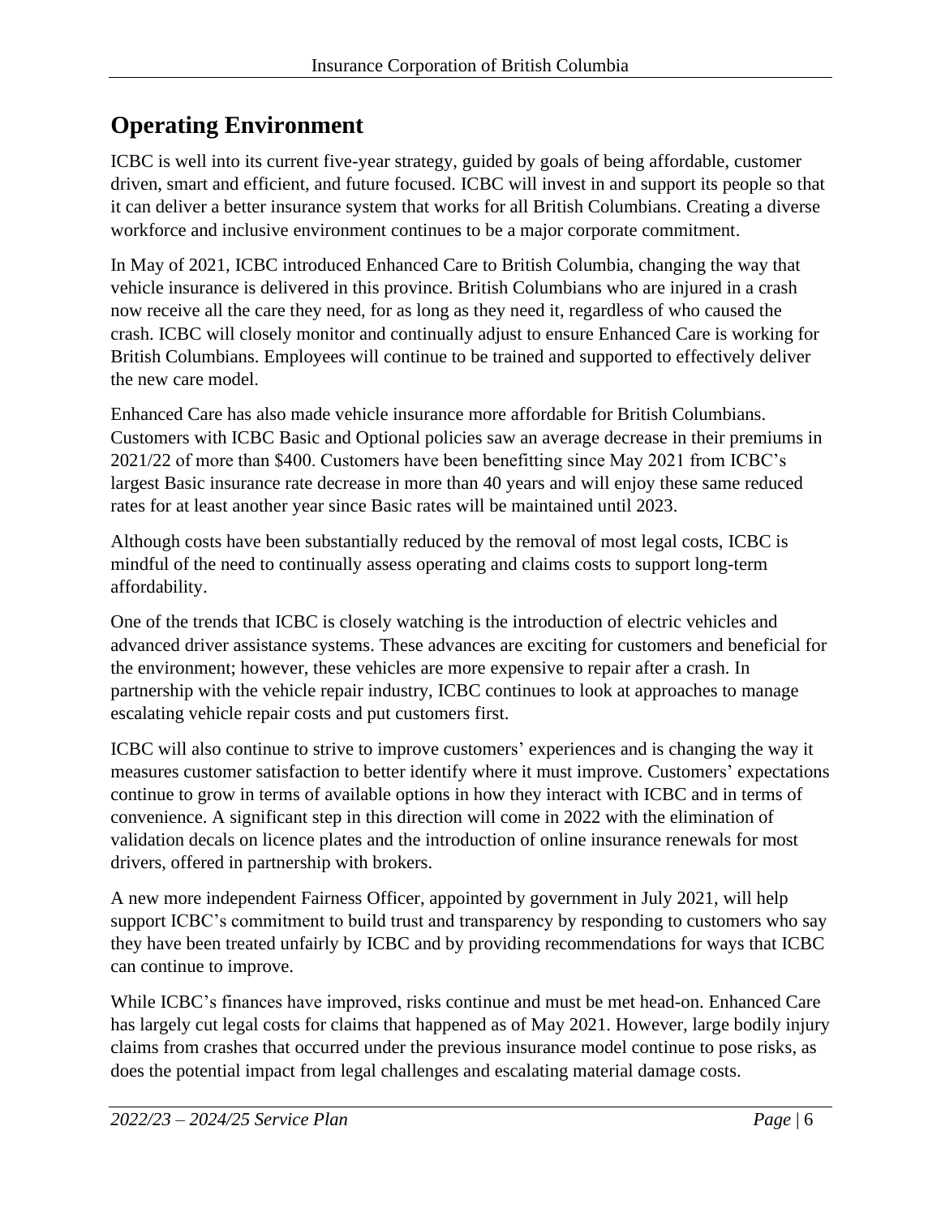# Operating Environment

ICBC is well into its current five-year strategy, guided by goals of being affordable, customer driven, smart and efficient, and future focused. ICBC will invest in and support its people so that it can deliver a better insurance system that works for all British Columbians. Creating a diverse workforce and inclusive environment continues to be a major corporate commitment.

In May of 2021, ICBC introduced Enhanced Care to British Columbia, changing the way that vehicle insurance is delivered in this province. British Columbians who are injured in a crash now receive all the care they need, for as long as they need it, regardless of who caused the crash. ICBC will closely monitor and continually adjust to ensure Enhanced Care is working for British Columbians. Employees will continue to be trained and supported to effectively deliver the new care model.

Enhanced Care has also made vehicle insurance more affordable for British Columbians. Customers with ICBC Basic and Optional policies saw an average decrease in their premiums in 2021/22 of more than $400. Customers have been benefitting since May 2021 from ICBC's largest Basic insurance rate decrease in more than 40 years and will enjoy these same reduced rates for at least another year since Basic rates will be maintained until 2023.

Although costs have been substantially reduced by the removal of most legal costs, ICBC is mindful of the need to continually assess operating and claims costs to support long-term affordability.

One of the trends that ICBC is closely watching is the introduction of electric vehicles and advanced driver assistance systems. These advances are exciting for customers and beneficial for the environment; however, these vehicles are more expensive to repair after a crash. In partnership with the vehicle repair industry, ICBC continues to look at approaches to manage escalating vehicle repair costs and put customers first.

ICBC will also continue to strive to improve customers' experiences and is changing the way it measures customer satisfaction to better identify where it must improve. Customers' expectations continue to grow in terms of available options in how they interact with ICBC and in terms of convenience. A significant step in this direction will come in 2022 with the elimination of validation decals on licence plates and the introduction of online insurance renewals for most drivers, offered in partnership with brokers.

A new more independent Fairness Officer, appointed by government in July 2021, will help support ICBC's commitment to build trust and transparency by responding to customers who say they have been treated unfairly by ICBC and by providing recommendations for ways that ICBC can continue to improve.

While ICBC's finances have improved, risks continue and must be met head-on. Enhanced Care has largely cut legal costs for claims that happened as of May 2021. However, large bodily injury claims from crashes that occurred under the previous insurance model continue to pose risks, as does the potential impact from legal challenges and escalating material damage costs.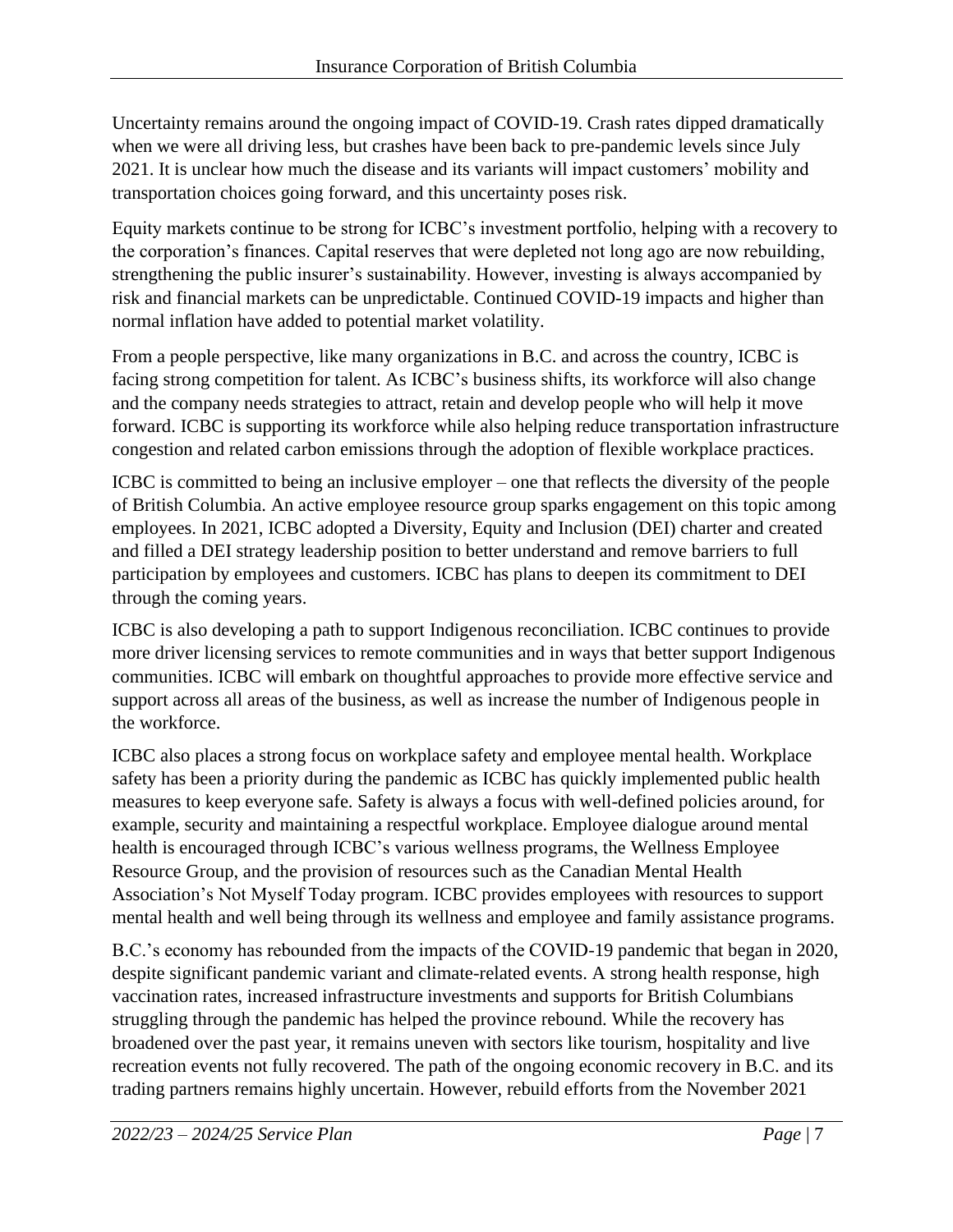Uncertainty remains around the ongoing impact of COVID-19. Crash rates dipped dramatically when we were all driving less, but crashes have been back to pre-pandemic levels since July 2021. It is unclear how much the disease and its variants will impact customers' mobility and transportation choices going forward, and this uncertainty poses risk.

Equity markets continue to be strong for ICBC's investment portfolio, helping with a recovery to the corporation's finances. Capital reserves that were depleted not long ago are now rebuilding, strengthening the public insurer's sustainability. However, investing is always accompanied by risk and financial markets can be unpredictable. Continued COVID-19 impacts and higher than normal inflation have added to potential market volatility.

From a people perspective, like many organizations in B.C. and across the country, ICBC is facing strong competition for talent. As ICBC's business shifts, its workforce will also change and the company needs strategies to attract, retain and develop people who will help it move forward. ICBC is supporting its workforce while also helping reduce transportation infrastructure congestion and related carbon emissions through the adoption of flexible workplace practices.

ICBC is committed to being an inclusive employer – one that reflects the diversity of the people of British Columbia. An active employee resource group sparks engagement on this topic among employees. In 2021, ICBC adopted a Diversity, Equity and Inclusion (DEI) charter and created and filled a DEI strategy leadership position to better understand and remove barriers to full participation by employees and customers. ICBC has plans to deepen its commitment to DEI through the coming years.

ICBC is also developing a path to support Indigenous reconciliation. ICBC continues to provide more driver licensing services to remote communities and in ways that better support Indigenous communities. ICBC will embark on thoughtful approaches to provide more effective service and support across all areas of the business, as well as increase the number of Indigenous people in the workforce.

ICBC also places a strong focus on workplace safety and employee mental health. Workplace safety has been a priority during the pandemic as ICBC has quickly implemented public health measures to keep everyone safe. Safety is always a focus with well-defined policies around, for example, security and maintaining a respectful workplace. Employee dialogue around mental health is encouraged through ICBC's various wellness programs, the Wellness Employee Resource Group, and the provision of resources such as the Canadian Mental Health Association's Not Myself Today program. ICBC provides employees with resources to support mental health and well being through its wellness and employee and family assistance programs.

B.C.'s economy has rebounded from the impacts of the COVID-19 pandemic that began in 2020, despite significant pandemic variant and climate-related events. A strong health response, high vaccination rates, increased infrastructure investments and supports for British Columbians struggling through the pandemic has helped the province rebound. While the recovery has broadened over the past year, it remains uneven with sectors like tourism, hospitality and live recreation events not fully recovered. The path of the ongoing economic recovery in B.C. and its trading partners remains highly uncertain. However, rebuild efforts from the November 2021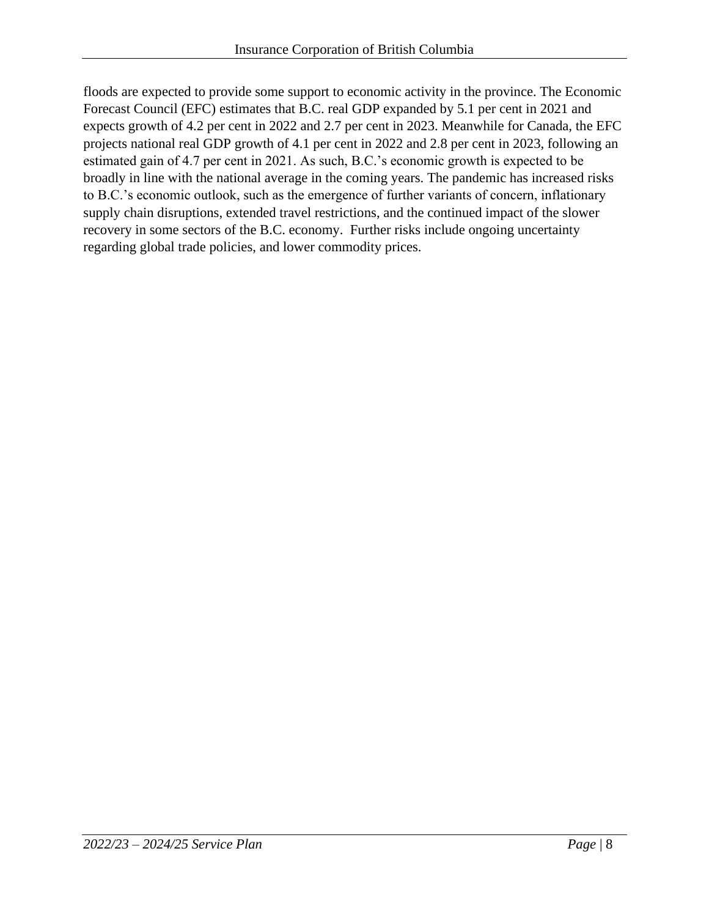floods are expected to provide some support to economic activity in the province. The Economic Forecast Council (EFC) estimates that B.C. real GDP expanded by 5.1 per cent in 2021 and expects growth of 4.2 per cent in 2022 and 2.7 per cent in 2023. Meanwhile for Canada, the EFC projects national real GDP growth of 4.1 per cent in 2022 and 2.8 per cent in 2023, following an estimated gain of 4.7 per cent in 2021. As such, B.C.'s economic growth is expected to be broadly in line with the national average in the coming years. The pandemic has increased risks to B.C.'s economic outlook, such as the emergence of further variants of concern, inflationary supply chain disruptions, extended travel restrictions, and the continued impact of the slower recovery in some sectors of the B.C. economy. Further risks include ongoing uncertainty regarding global trade policies, and lower commodity prices.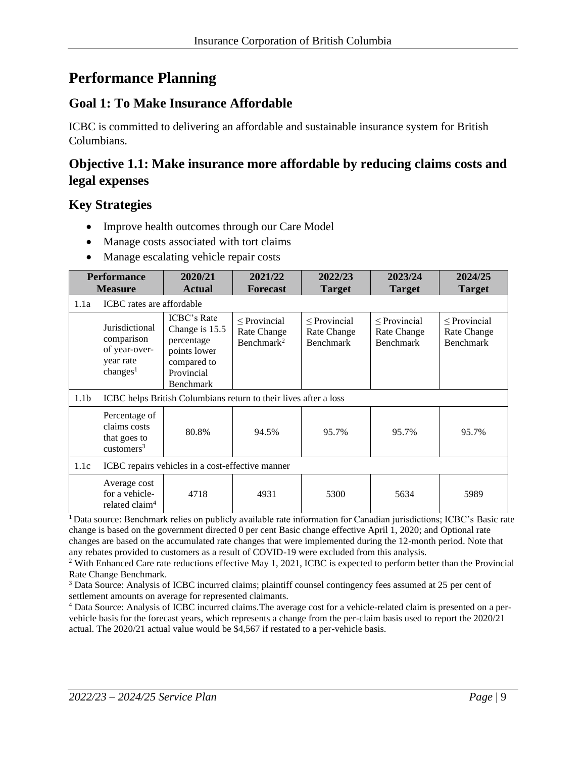# Performance Planning

## Goal 1: To Make Insurance Affordable

ICBC is committed to delivering an affordable and sustainable insurance system for British Columbians.

## Objective 1.1: Make insurance more affordable by reducing claims costs and legal expenses

### Key Strategies

- Improve health outcomes through our Care Model
- Manage costs associated with tort claims
- Manage escalating vehicle repair costs

| Performance Measure | | 2020/21 Actual | 2021/22 Forecast | 2022/23 Target | 2023/24 Target | 2024/25 Target |
|---|---|---|---|---|---|---|
| 1.1a | ICBC rates are affordable | | | | | |
| | Jurisdictional comparison of year-over-year rate changes[1] | ICBC's Rate Change is 15.5 percentage points lower compared to Provincial Benchmark | ≤ Provincial Rate Change Benchmark[2] | ≤ Provincial Rate Change Benchmark | ≤ Provincial Rate Change Benchmark | ≤ Provincial Rate Change Benchmark |
| 1.1b | ICBC helps British Columbians return to their lives after a loss | | | | | |
| | Percentage of claims costs that goes to customers[3] | 80.8% | 94.5% | 95.7% | 95.7% | 95.7% |
| 1.1c | ICBC repairs vehicles in a cost-effective manner | | | | | |
| | Average cost for a vehicle-related claim[4] | 4718 | 4931 | 5300 | 5634 | 5989 |

[1] Data source: Benchmark relies on publicly available rate information for Canadian jurisdictions; ICBC's Basic rate change is based on the government directed 0 per cent Basic change effective April 1, 2020; and Optional rate changes are based on the accumulated rate changes that were implemented during the 12-month period. Note that any rebates provided to customers as a result of COVID-19 were excluded from this analysis.

[2] With Enhanced Care rate reductions effective May 1, 2021, ICBC is expected to perform better than the Provincial Rate Change Benchmark.

[3] Data Source: Analysis of ICBC incurred claims; plaintiff counsel contingency fees assumed at 25 per cent of settlement amounts on average for represented claimants.

[4] Data Source: Analysis of ICBC incurred claims.The average cost for a vehicle-related claim is presented on a per-vehicle basis for the forecast years, which represents a change from the per-claim basis used to report the 2020/21 actual. The 2020/21 actual value would be $4,567 if restated to a per-vehicle basis.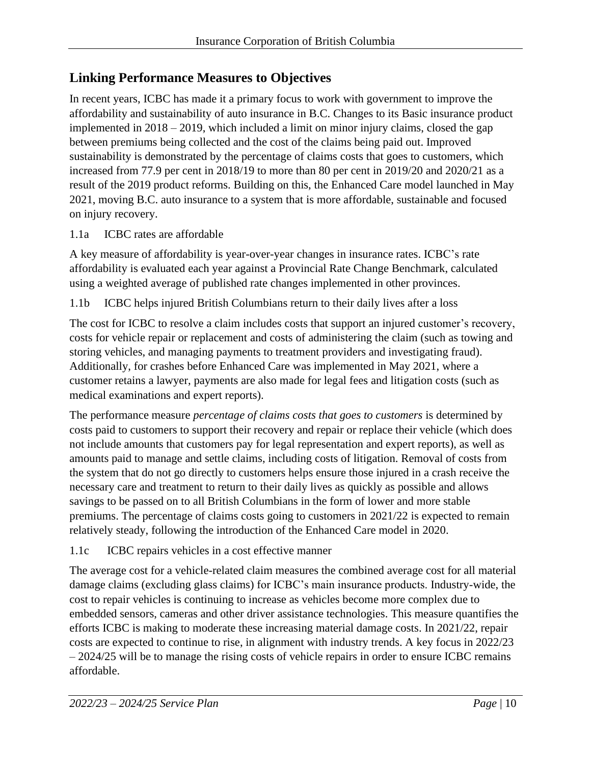## Linking Performance Measures to Objectives

In recent years, ICBC has made it a primary focus to work with government to improve the affordability and sustainability of auto insurance in B.C. Changes to its Basic insurance product implemented in 2018 – 2019, which included a limit on minor injury claims, closed the gap between premiums being collected and the cost of the claims being paid out. Improved sustainability is demonstrated by the percentage of claims costs that goes to customers, which increased from 77.9 per cent in 2018/19 to more than 80 per cent in 2019/20 and 2020/21 as a result of the 2019 product reforms. Building on this, the Enhanced Care model launched in May 2021, moving B.C. auto insurance to a system that is more affordable, sustainable and focused on injury recovery.

1.1a ICBC rates are affordable

A key measure of affordability is year-over-year changes in insurance rates. ICBC's rate affordability is evaluated each year against a Provincial Rate Change Benchmark, calculated using a weighted average of published rate changes implemented in other provinces.

1.1b ICBC helps injured British Columbians return to their daily lives after a loss

The cost for ICBC to resolve a claim includes costs that support an injured customer's recovery, costs for vehicle repair or replacement and costs of administering the claim (such as towing and storing vehicles, and managing payments to treatment providers and investigating fraud). Additionally, for crashes before Enhanced Care was implemented in May 2021, where a customer retains a lawyer, payments are also made for legal fees and litigation costs (such as medical examinations and expert reports).

The performance measure *percentage of claims costs that goes to customers* is determined by costs paid to customers to support their recovery and repair or replace their vehicle (which does not include amounts that customers pay for legal representation and expert reports), as well as amounts paid to manage and settle claims, including costs of litigation. Removal of costs from the system that do not go directly to customers helps ensure those injured in a crash receive the necessary care and treatment to return to their daily lives as quickly as possible and allows savings to be passed on to all British Columbians in the form of lower and more stable premiums. The percentage of claims costs going to customers in 2021/22 is expected to remain relatively steady, following the introduction of the Enhanced Care model in 2020.

1.1c ICBC repairs vehicles in a cost effective manner

The average cost for a vehicle-related claim measures the combined average cost for all material damage claims (excluding glass claims) for ICBC's main insurance products. Industry-wide, the cost to repair vehicles is continuing to increase as vehicles become more complex due to embedded sensors, cameras and other driver assistance technologies. This measure quantifies the efforts ICBC is making to moderate these increasing material damage costs. In 2021/22, repair costs are expected to continue to rise, in alignment with industry trends. A key focus in 2022/23 – 2024/25 will be to manage the rising costs of vehicle repairs in order to ensure ICBC remains affordable.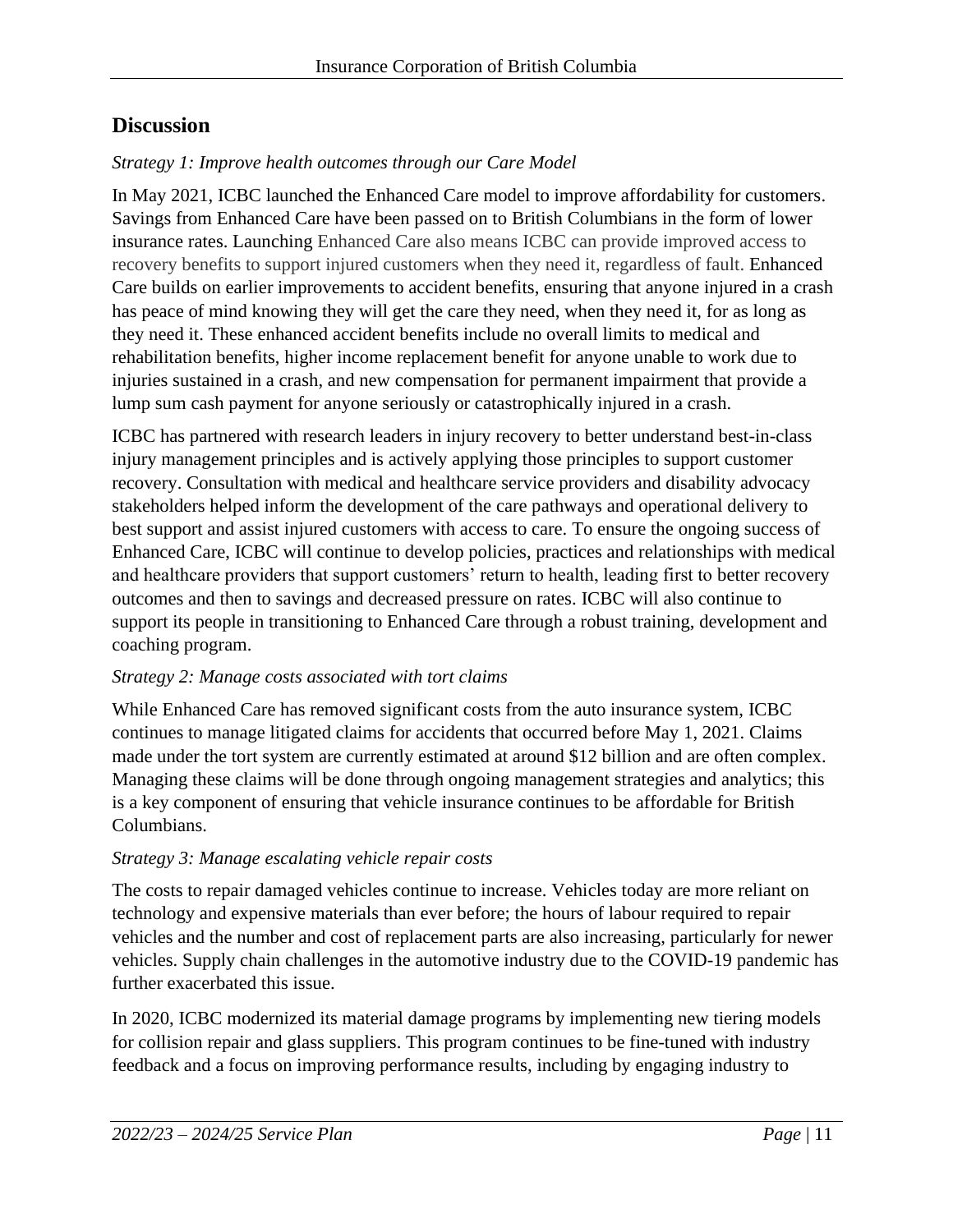## Discussion

*Strategy 1: Improve health outcomes through our Care Model*

In May 2021, ICBC launched the Enhanced Care model to improve affordability for customers. Savings from Enhanced Care have been passed on to British Columbians in the form of lower insurance rates. Launching Enhanced Care also means ICBC can provide improved access to recovery benefits to support injured customers when they need it, regardless of fault. Enhanced Care builds on earlier improvements to accident benefits, ensuring that anyone injured in a crash has peace of mind knowing they will get the care they need, when they need it, for as long as they need it. These enhanced accident benefits include no overall limits to medical and rehabilitation benefits, higher income replacement benefit for anyone unable to work due to injuries sustained in a crash, and new compensation for permanent impairment that provide a lump sum cash payment for anyone seriously or catastrophically injured in a crash.

ICBC has partnered with research leaders in injury recovery to better understand best-in-class injury management principles and is actively applying those principles to support customer recovery. Consultation with medical and healthcare service providers and disability advocacy stakeholders helped inform the development of the care pathways and operational delivery to best support and assist injured customers with access to care. To ensure the ongoing success of Enhanced Care, ICBC will continue to develop policies, practices and relationships with medical and healthcare providers that support customers' return to health, leading first to better recovery outcomes and then to savings and decreased pressure on rates. ICBC will also continue to support its people in transitioning to Enhanced Care through a robust training, development and coaching program.

*Strategy 2: Manage costs associated with tort claims*

While Enhanced Care has removed significant costs from the auto insurance system, ICBC continues to manage litigated claims for accidents that occurred before May 1, 2021. Claims made under the tort system are currently estimated at around $12 billion and are often complex. Managing these claims will be done through ongoing management strategies and analytics; this is a key component of ensuring that vehicle insurance continues to be affordable for British Columbians.

*Strategy 3: Manage escalating vehicle repair costs*

The costs to repair damaged vehicles continue to increase. Vehicles today are more reliant on technology and expensive materials than ever before; the hours of labour required to repair vehicles and the number and cost of replacement parts are also increasing, particularly for newer vehicles. Supply chain challenges in the automotive industry due to the COVID-19 pandemic has further exacerbated this issue.

In 2020, ICBC modernized its material damage programs by implementing new tiering models for collision repair and glass suppliers. This program continues to be fine-tuned with industry feedback and a focus on improving performance results, including by engaging industry to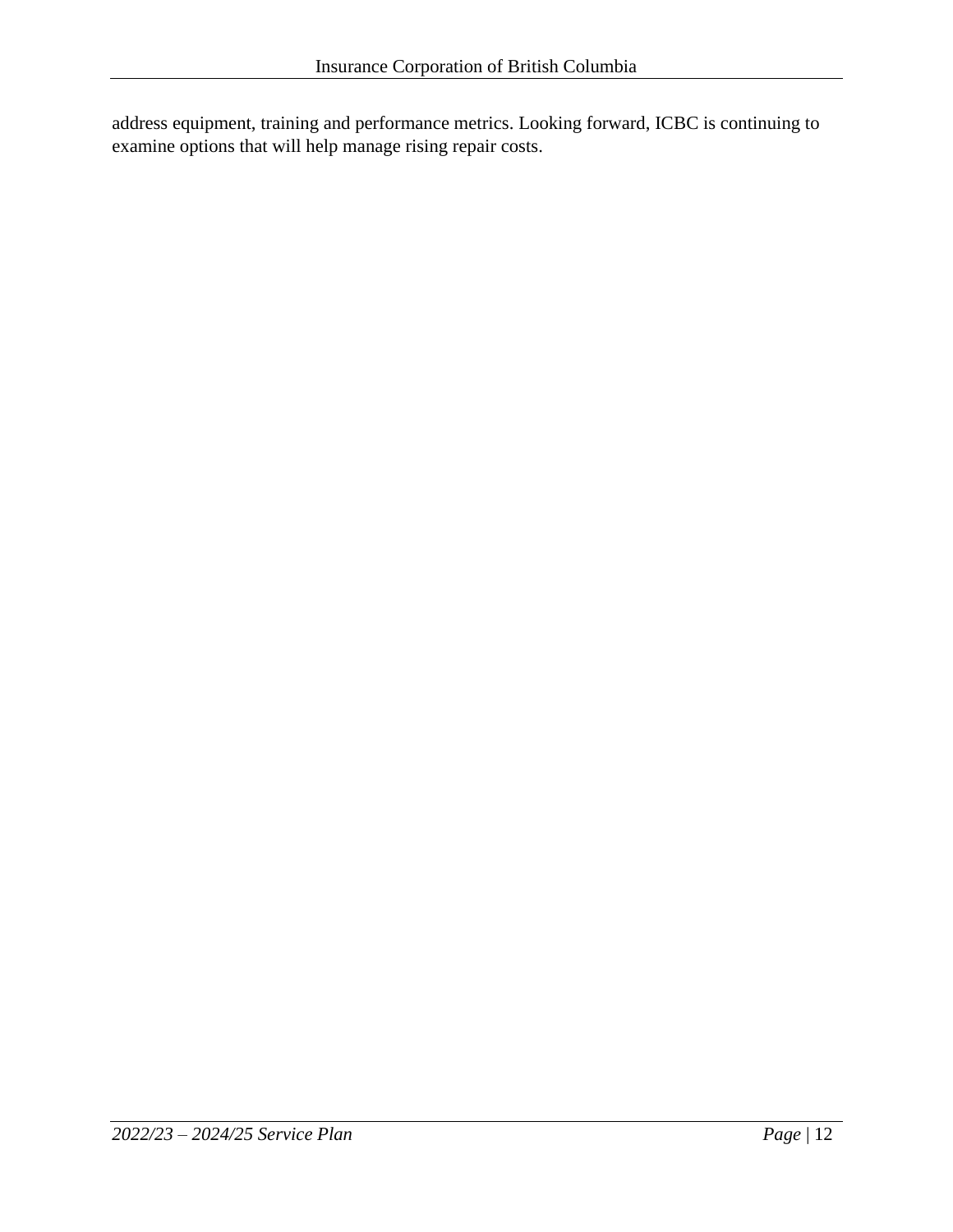address equipment, training and performance metrics. Looking forward, ICBC is continuing to examine options that will help manage rising repair costs.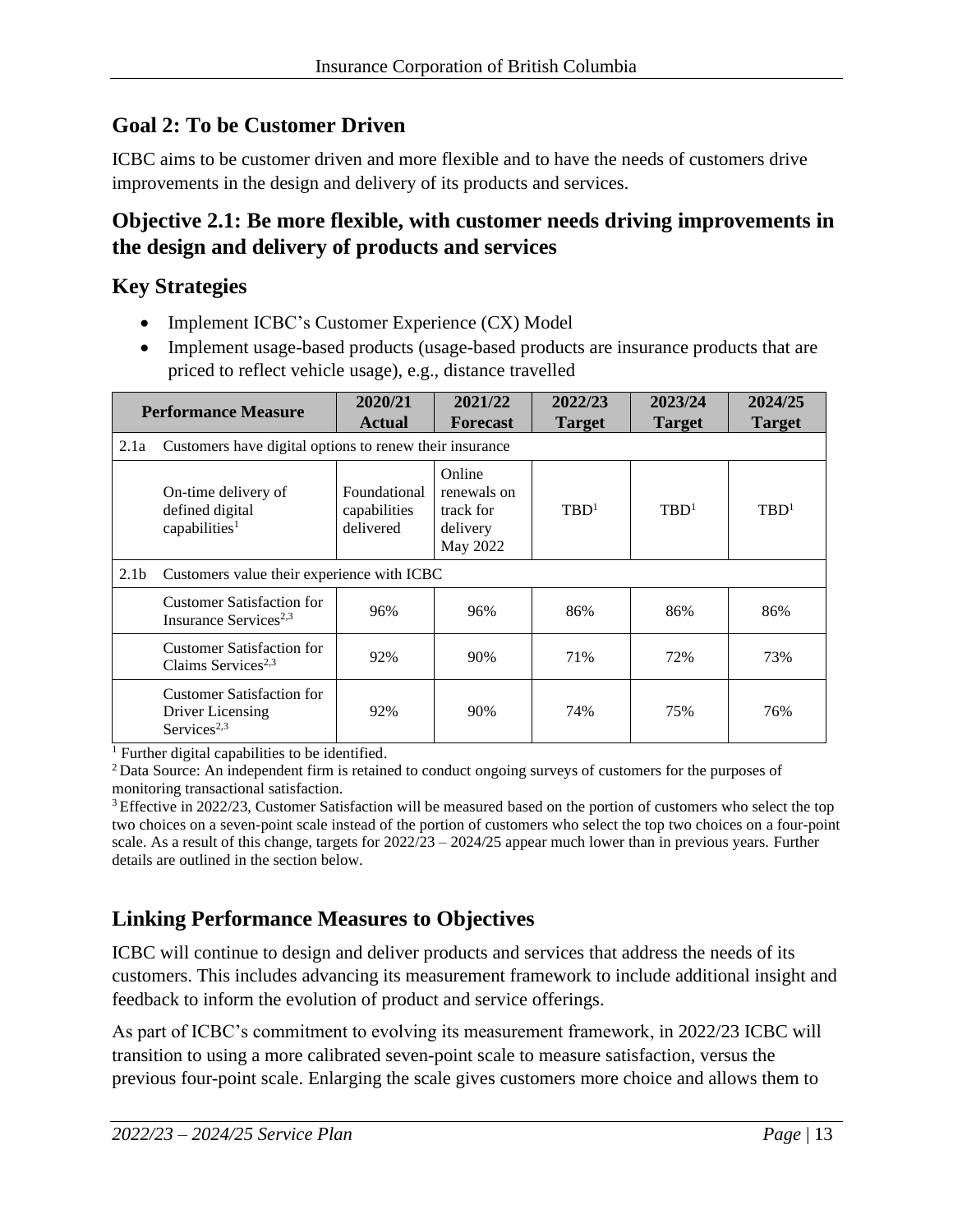## Goal 2: To be Customer Driven

ICBC aims to be customer driven and more flexible and to have the needs of customers drive improvements in the design and delivery of its products and services.

### Objective 2.1: Be more flexible, with customer needs driving improvements in the design and delivery of products and services

### Key Strategies

- Implement ICBC's Customer Experience (CX) Model
- Implement usage-based products (usage-based products are insurance products that are priced to reflect vehicle usage), e.g., distance travelled

| Performance Measure | | 2020/21 Actual | 2021/22 Forecast | 2022/23 Target | 2023/24 Target | 2024/25 Target |
|---|---|---|---|---|---|---|
| 2.1a | Customers have digital options to renew their insurance | | | | | |
| | On-time delivery of defined digital capabilities[1] | Foundational capabilities delivered | Online renewals on track for delivery May 2022 | TBD[1] | TBD[1] | TBD[1] |
| 2.1b | Customers value their experience with ICBC | | | | | |
| | Customer Satisfaction for Insurance Services[2,3] | 96% | 96% | 86% | 86% | 86% |
| | Customer Satisfaction for Claims Services[2,3] | 92% | 90% | 71% | 72% | 73% |
| | Customer Satisfaction for Driver Licensing Services[2,3] | 92% | 90% | 74% | 75% | 76% |

[1] Further digital capabilities to be identified.
[2] Data Source: An independent firm is retained to conduct ongoing surveys of customers for the purposes of monitoring transactional satisfaction.
[3] Effective in 2022/23, Customer Satisfaction will be measured based on the portion of customers who select the top two choices on a seven-point scale instead of the portion of customers who select the top two choices on a four-point scale. As a result of this change, targets for 2022/23 – 2024/25 appear much lower than in previous years. Further details are outlined in the section below.

### Linking Performance Measures to Objectives

ICBC will continue to design and deliver products and services that address the needs of its customers. This includes advancing its measurement framework to include additional insight and feedback to inform the evolution of product and service offerings.

As part of ICBC's commitment to evolving its measurement framework, in 2022/23 ICBC will transition to using a more calibrated seven-point scale to measure satisfaction, versus the previous four-point scale. Enlarging the scale gives customers more choice and allows them to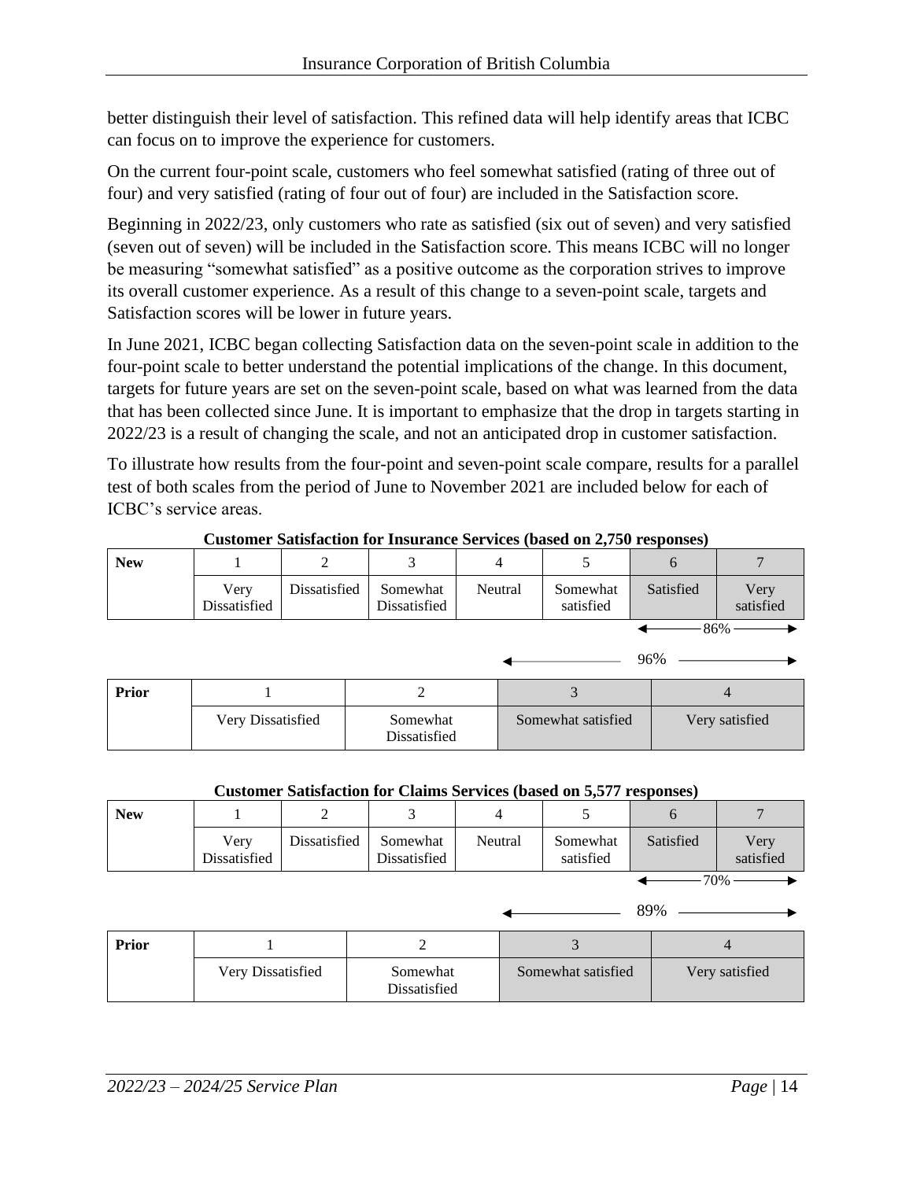better distinguish their level of satisfaction. This refined data will help identify areas that ICBC can focus on to improve the experience for customers.

On the current four-point scale, customers who feel somewhat satisfied (rating of three out of four) and very satisfied (rating of four out of four) are included in the Satisfaction score.

Beginning in 2022/23, only customers who rate as satisfied (six out of seven) and very satisfied (seven out of seven) will be included in the Satisfaction score. This means ICBC will no longer be measuring "somewhat satisfied" as a positive outcome as the corporation strives to improve its overall customer experience. As a result of this change to a seven-point scale, targets and Satisfaction scores will be lower in future years.

In June 2021, ICBC began collecting Satisfaction data on the seven-point scale in addition to the four-point scale to better understand the potential implications of the change. In this document, targets for future years are set on the seven-point scale, based on what was learned from the data that has been collected since June. It is important to emphasize that the drop in targets starting in 2022/23 is a result of changing the scale, and not an anticipated drop in customer satisfaction.

To illustrate how results from the four-point and seven-point scale compare, results for a parallel test of both scales from the period of June to November 2021 are included below for each of ICBC's service areas.

**Customer Satisfaction for Insurance Services (based on 2,750 responses)**

| New | 1 | 2 | 3 | 4 | 5 | 6 | 7 |
|---|---|---|---|---|---|---|---|
| | Very Dissatisfied | Dissatisfied | Somewhat Dissatisfied | Neutral | Somewhat satisfied | Satisfied | Very satisfied |

← 86% → (ratings 6–7)

← 96% → (Prior ratings 3–4)

| Prior | 1 | 2 | 3 | 4 |
|---|---|---|---|---|
| | Very Dissatisfied | Somewhat Dissatisfied | Somewhat satisfied | Very satisfied |

**Customer Satisfaction for Claims Services (based on 5,577 responses)**

| New | 1 | 2 | 3 | 4 | 5 | 6 | 7 |
|---|---|---|---|---|---|---|---|
| | Very Dissatisfied | Dissatisfied | Somewhat Dissatisfied | Neutral | Somewhat satisfied | Satisfied | Very satisfied |

← 70% → (ratings 6–7)

← 89% → (Prior ratings 3–4)

| Prior | 1 | 2 | 3 | 4 |
|---|---|---|---|---|
| | Very Dissatisfied | Somewhat Dissatisfied | Somewhat satisfied | Very satisfied |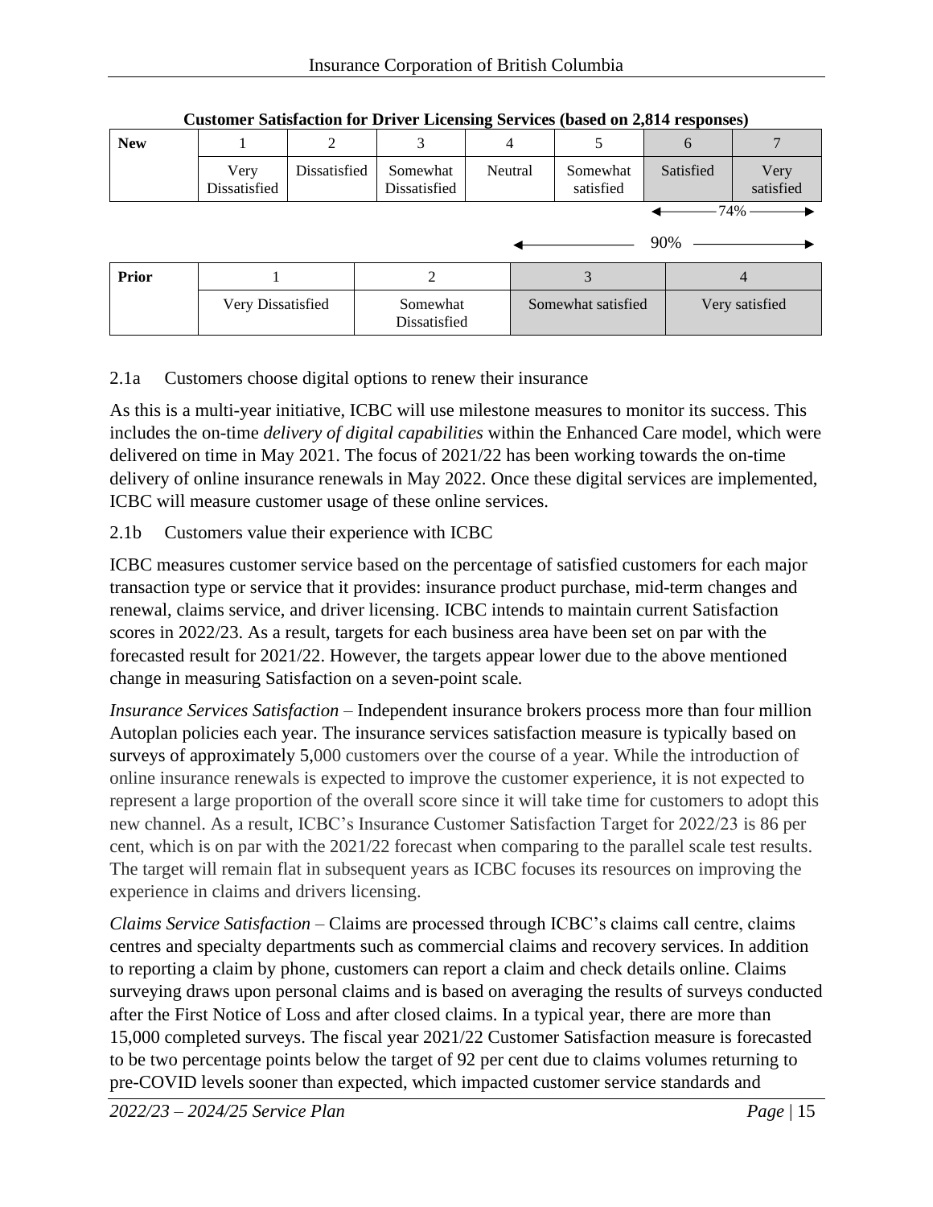**Customer Satisfaction for Driver Licensing Services (based on 2,814 responses)**

| New | 1 | 2 | 3 | 4 | 5 | 6 | 7 |
|---|---|---|---|---|---|---|---|
| | Very Dissatisfied | Dissatisfied | Somewhat Dissatisfied | Neutral | Somewhat satisfied | Satisfied | Very satisfied |

← 74% → (Satisfied and Very satisfied)

← 90% → (Somewhat satisfied, Satisfied and Very satisfied)

| Prior | 1 | 2 | 3 | 4 |
|---|---|---|---|---|
| | Very Dissatisfied | Somewhat Dissatisfied | Somewhat satisfied | Very satisfied |

2.1a Customers choose digital options to renew their insurance

As this is a multi-year initiative, ICBC will use milestone measures to monitor its success. This includes the on-time *delivery of digital capabilities* within the Enhanced Care model, which were delivered on time in May 2021. The focus of 2021/22 has been working towards the on-time delivery of online insurance renewals in May 2022. Once these digital services are implemented, ICBC will measure customer usage of these online services.

2.1b Customers value their experience with ICBC

ICBC measures customer service based on the percentage of satisfied customers for each major transaction type or service that it provides: insurance product purchase, mid-term changes and renewal, claims service, and driver licensing. ICBC intends to maintain current Satisfaction scores in 2022/23. As a result, targets for each business area have been set on par with the forecasted result for 2021/22. However, the targets appear lower due to the above mentioned change in measuring Satisfaction on a seven-point scale.

*Insurance Services Satisfaction* – Independent insurance brokers process more than four million Autoplan policies each year. The insurance services satisfaction measure is typically based on surveys of approximately 5,000 customers over the course of a year. While the introduction of online insurance renewals is expected to improve the customer experience, it is not expected to represent a large proportion of the overall score since it will take time for customers to adopt this new channel. As a result, ICBC's Insurance Customer Satisfaction Target for 2022/23 is 86 per cent, which is on par with the 2021/22 forecast when comparing to the parallel scale test results. The target will remain flat in subsequent years as ICBC focuses its resources on improving the experience in claims and drivers licensing.

*Claims Service Satisfaction* – Claims are processed through ICBC's claims call centre, claims centres and specialty departments such as commercial claims and recovery services. In addition to reporting a claim by phone, customers can report a claim and check details online. Claims surveying draws upon personal claims and is based on averaging the results of surveys conducted after the First Notice of Loss and after closed claims. In a typical year, there are more than 15,000 completed surveys. The fiscal year 2021/22 Customer Satisfaction measure is forecasted to be two percentage points below the target of 92 per cent due to claims volumes returning to pre-COVID levels sooner than expected, which impacted customer service standards and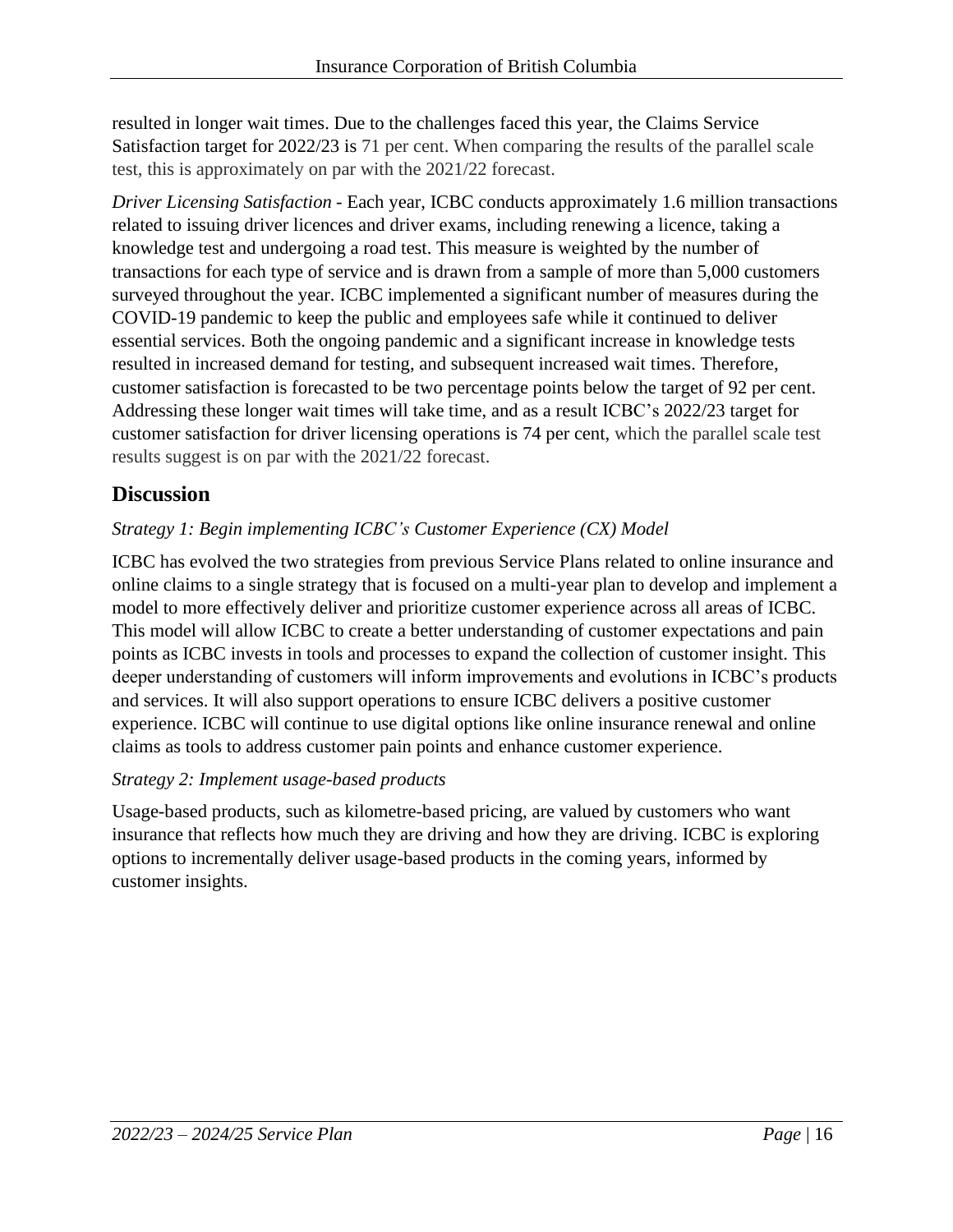resulted in longer wait times. Due to the challenges faced this year, the Claims Service Satisfaction target for 2022/23 is 71 per cent. When comparing the results of the parallel scale test, this is approximately on par with the 2021/22 forecast.

*Driver Licensing Satisfaction* - Each year, ICBC conducts approximately 1.6 million transactions related to issuing driver licences and driver exams, including renewing a licence, taking a knowledge test and undergoing a road test. This measure is weighted by the number of transactions for each type of service and is drawn from a sample of more than 5,000 customers surveyed throughout the year. ICBC implemented a significant number of measures during the COVID-19 pandemic to keep the public and employees safe while it continued to deliver essential services. Both the ongoing pandemic and a significant increase in knowledge tests resulted in increased demand for testing, and subsequent increased wait times. Therefore, customer satisfaction is forecasted to be two percentage points below the target of 92 per cent. Addressing these longer wait times will take time, and as a result ICBC's 2022/23 target for customer satisfaction for driver licensing operations is 74 per cent, which the parallel scale test results suggest is on par with the 2021/22 forecast.

## Discussion

*Strategy 1: Begin implementing ICBC's Customer Experience (CX) Model*

ICBC has evolved the two strategies from previous Service Plans related to online insurance and online claims to a single strategy that is focused on a multi-year plan to develop and implement a model to more effectively deliver and prioritize customer experience across all areas of ICBC. This model will allow ICBC to create a better understanding of customer expectations and pain points as ICBC invests in tools and processes to expand the collection of customer insight. This deeper understanding of customers will inform improvements and evolutions in ICBC's products and services. It will also support operations to ensure ICBC delivers a positive customer experience. ICBC will continue to use digital options like online insurance renewal and online claims as tools to address customer pain points and enhance customer experience.

*Strategy 2: Implement usage-based products*

Usage-based products, such as kilometre-based pricing, are valued by customers who want insurance that reflects how much they are driving and how they are driving. ICBC is exploring options to incrementally deliver usage-based products in the coming years, informed by customer insights.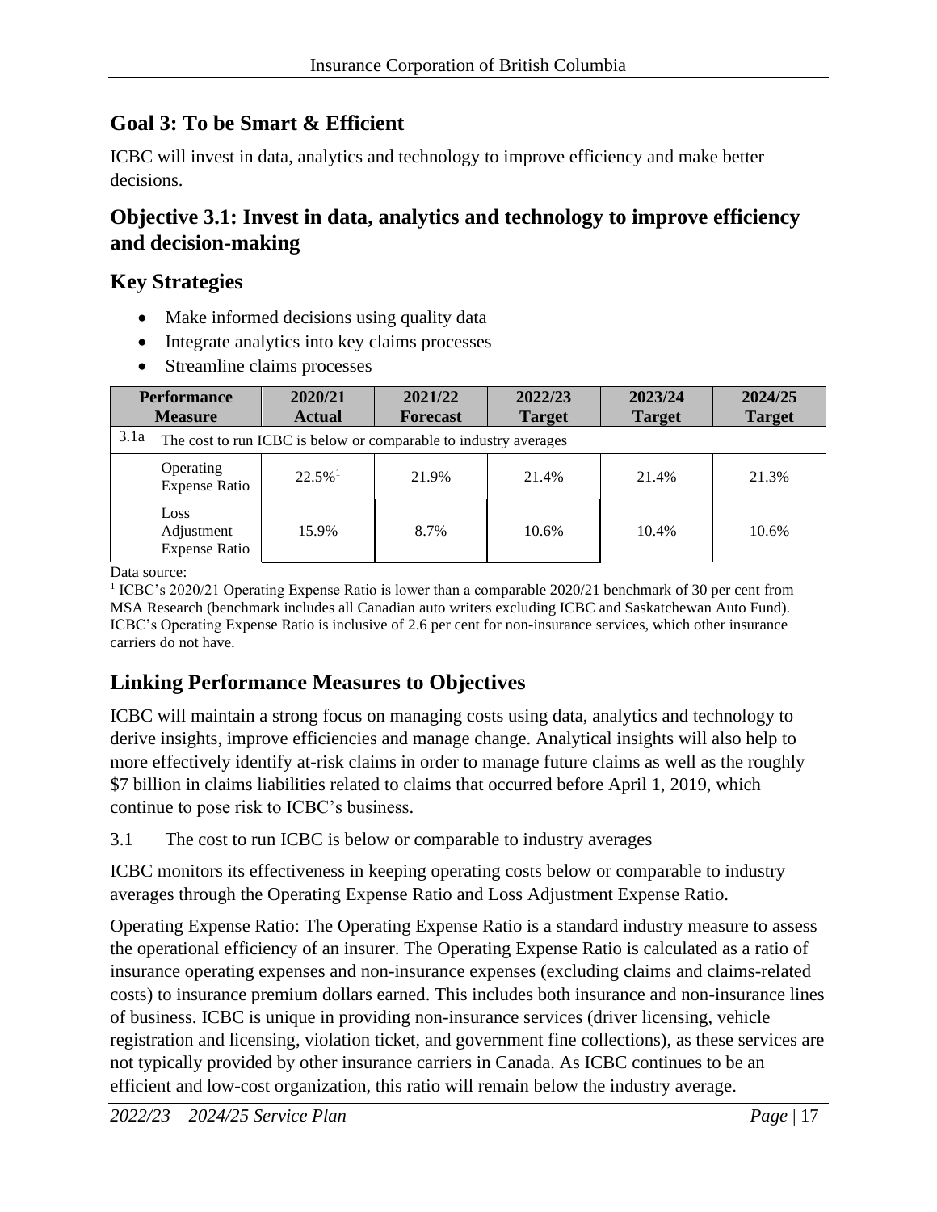## Goal 3: To be Smart & Efficient

ICBC will invest in data, analytics and technology to improve efficiency and make better decisions.

### Objective 3.1: Invest in data, analytics and technology to improve efficiency and decision-making

### Key Strategies

- Make informed decisions using quality data
- Integrate analytics into key claims processes
- Streamline claims processes

| Performance Measure | 2020/21 Actual | 2021/22 Forecast | 2022/23 Target | 2023/24 Target | 2024/25 Target |
|---|---|---|---|---|---|
| 3.1a The cost to run ICBC is below or comparable to industry averages | | | | | |
| Operating Expense Ratio | 22.5%[1] | 21.9% | 21.4% | 21.4% | 21.3% |
| Loss Adjustment Expense Ratio | 15.9% | 8.7% | 10.6% | 10.4% | 10.6% |

Data source:

[1] ICBC's 2020/21 Operating Expense Ratio is lower than a comparable 2020/21 benchmark of 30 per cent from MSA Research (benchmark includes all Canadian auto writers excluding ICBC and Saskatchewan Auto Fund). ICBC's Operating Expense Ratio is inclusive of 2.6 per cent for non-insurance services, which other insurance carriers do not have.

## Linking Performance Measures to Objectives

ICBC will maintain a strong focus on managing costs using data, analytics and technology to derive insights, improve efficiencies and manage change. Analytical insights will also help to more effectively identify at-risk claims in order to manage future claims as well as the roughly $7 billion in claims liabilities related to claims that occurred before April 1, 2019, which continue to pose risk to ICBC's business.

3.1 The cost to run ICBC is below or comparable to industry averages

ICBC monitors its effectiveness in keeping operating costs below or comparable to industry averages through the Operating Expense Ratio and Loss Adjustment Expense Ratio.

Operating Expense Ratio: The Operating Expense Ratio is a standard industry measure to assess the operational efficiency of an insurer. The Operating Expense Ratio is calculated as a ratio of insurance operating expenses and non-insurance expenses (excluding claims and claims-related costs) to insurance premium dollars earned. This includes both insurance and non-insurance lines of business. ICBC is unique in providing non-insurance services (driver licensing, vehicle registration and licensing, violation ticket, and government fine collections), as these services are not typically provided by other insurance carriers in Canada. As ICBC continues to be an efficient and low-cost organization, this ratio will remain below the industry average.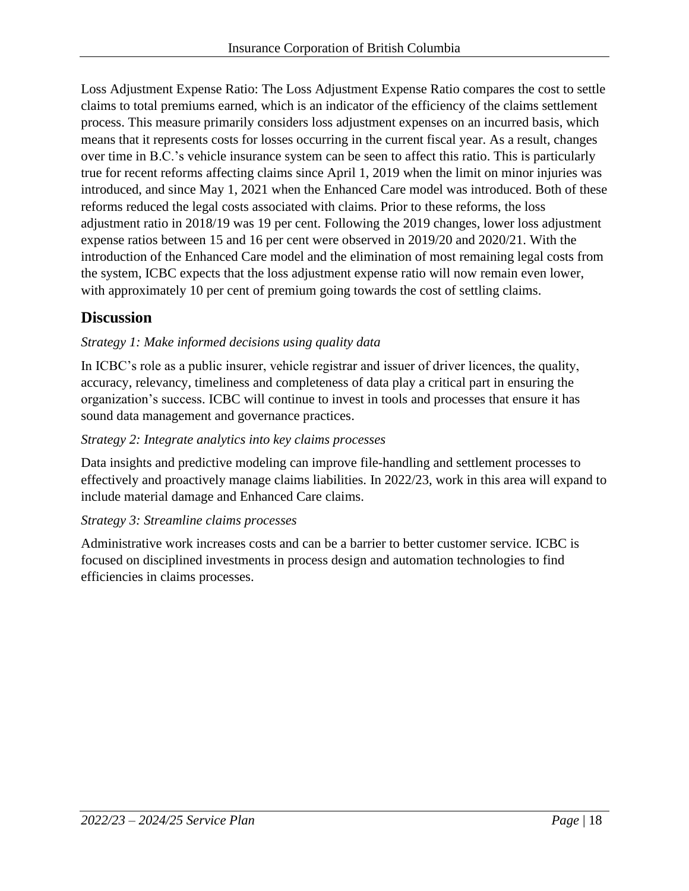Loss Adjustment Expense Ratio: The Loss Adjustment Expense Ratio compares the cost to settle claims to total premiums earned, which is an indicator of the efficiency of the claims settlement process. This measure primarily considers loss adjustment expenses on an incurred basis, which means that it represents costs for losses occurring in the current fiscal year. As a result, changes over time in B.C.'s vehicle insurance system can be seen to affect this ratio. This is particularly true for recent reforms affecting claims since April 1, 2019 when the limit on minor injuries was introduced, and since May 1, 2021 when the Enhanced Care model was introduced. Both of these reforms reduced the legal costs associated with claims. Prior to these reforms, the loss adjustment ratio in 2018/19 was 19 per cent. Following the 2019 changes, lower loss adjustment expense ratios between 15 and 16 per cent were observed in 2019/20 and 2020/21. With the introduction of the Enhanced Care model and the elimination of most remaining legal costs from the system, ICBC expects that the loss adjustment expense ratio will now remain even lower, with approximately 10 per cent of premium going towards the cost of settling claims.

## Discussion

*Strategy 1: Make informed decisions using quality data*

In ICBC's role as a public insurer, vehicle registrar and issuer of driver licences, the quality, accuracy, relevancy, timeliness and completeness of data play a critical part in ensuring the organization's success. ICBC will continue to invest in tools and processes that ensure it has sound data management and governance practices.

*Strategy 2: Integrate analytics into key claims processes*

Data insights and predictive modeling can improve file-handling and settlement processes to effectively and proactively manage claims liabilities. In 2022/23, work in this area will expand to include material damage and Enhanced Care claims.

*Strategy 3: Streamline claims processes*

Administrative work increases costs and can be a barrier to better customer service. ICBC is focused on disciplined investments in process design and automation technologies to find efficiencies in claims processes.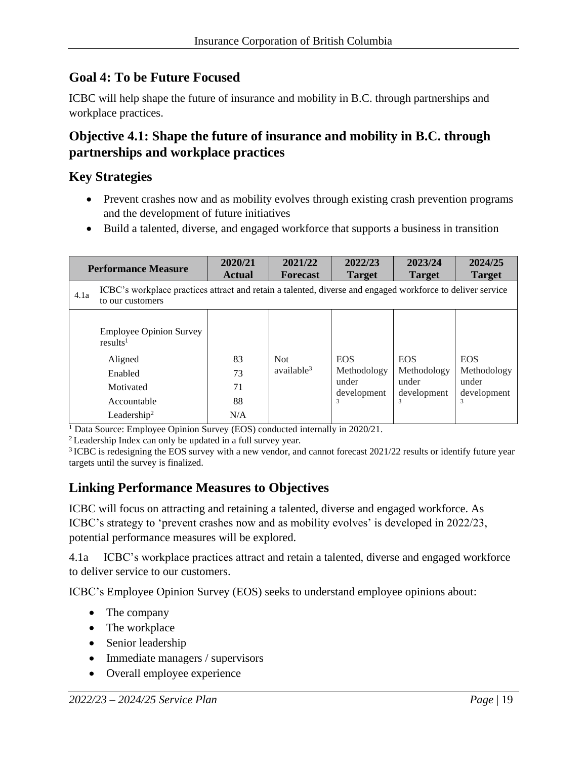## Goal 4: To be Future Focused

ICBC will help shape the future of insurance and mobility in B.C. through partnerships and workplace practices.

## Objective 4.1: Shape the future of insurance and mobility in B.C. through partnerships and workplace practices

### Key Strategies

- Prevent crashes now and as mobility evolves through existing crash prevention programs and the development of future initiatives
- Build a talented, diverse, and engaged workforce that supports a business in transition

| Performance Measure | 2020/21 Actual | 2021/22 Forecast | 2022/23 Target | 2023/24 Target | 2024/25 Target |
|---|---|---|---|---|---|
| 4.1a ICBC's workplace practices attract and retain a talented, diverse and engaged workforce to deliver service to our customers | | | | | |
| Employee Opinion Survey results[1] | | | | | |
| Aligned | 83 | Not available[3] | EOS Methodology under development[3] | EOS Methodology under development[3] | EOS Methodology under development[3] |
| Enabled | 73 | | | | |
| Motivated | 71 | | | | |
| Accountable | 88 | | | | |
| Leadership[2] | N/A | | | | |

[1] Data Source: Employee Opinion Survey (EOS) conducted internally in 2020/21.
[2] Leadership Index can only be updated in a full survey year.
[3] ICBC is redesigning the EOS survey with a new vendor, and cannot forecast 2021/22 results or identify future year targets until the survey is finalized.

### Linking Performance Measures to Objectives

ICBC will focus on attracting and retaining a talented, diverse and engaged workforce. As ICBC's strategy to 'prevent crashes now and as mobility evolves' is developed in 2022/23, potential performance measures will be explored.

4.1a ICBC's workplace practices attract and retain a talented, diverse and engaged workforce to deliver service to our customers.

ICBC's Employee Opinion Survey (EOS) seeks to understand employee opinions about:

- The company
- The workplace
- Senior leadership
- Immediate managers / supervisors
- Overall employee experience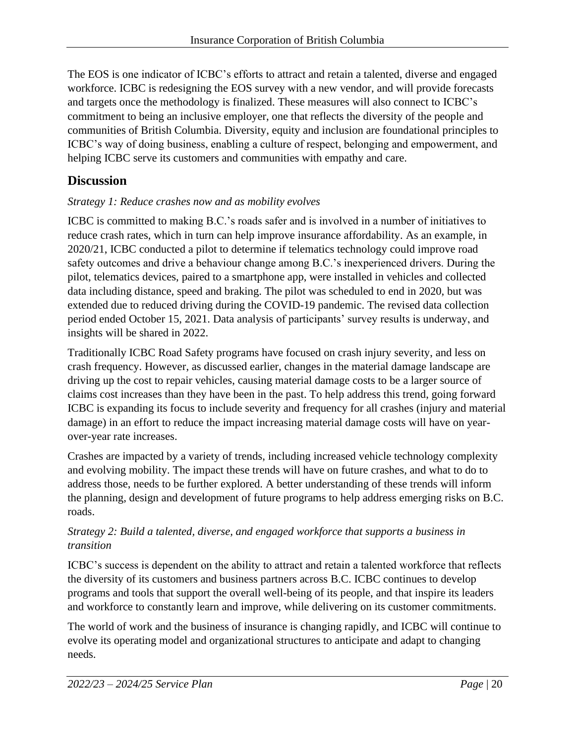The EOS is one indicator of ICBC's efforts to attract and retain a talented, diverse and engaged workforce. ICBC is redesigning the EOS survey with a new vendor, and will provide forecasts and targets once the methodology is finalized. These measures will also connect to ICBC's commitment to being an inclusive employer, one that reflects the diversity of the people and communities of British Columbia. Diversity, equity and inclusion are foundational principles to ICBC's way of doing business, enabling a culture of respect, belonging and empowerment, and helping ICBC serve its customers and communities with empathy and care.

## Discussion

*Strategy 1: Reduce crashes now and as mobility evolves*

ICBC is committed to making B.C.'s roads safer and is involved in a number of initiatives to reduce crash rates, which in turn can help improve insurance affordability. As an example, in 2020/21, ICBC conducted a pilot to determine if telematics technology could improve road safety outcomes and drive a behaviour change among B.C.'s inexperienced drivers. During the pilot, telematics devices, paired to a smartphone app, were installed in vehicles and collected data including distance, speed and braking. The pilot was scheduled to end in 2020, but was extended due to reduced driving during the COVID-19 pandemic. The revised data collection period ended October 15, 2021. Data analysis of participants' survey results is underway, and insights will be shared in 2022.

Traditionally ICBC Road Safety programs have focused on crash injury severity, and less on crash frequency. However, as discussed earlier, changes in the material damage landscape are driving up the cost to repair vehicles, causing material damage costs to be a larger source of claims cost increases than they have been in the past. To help address this trend, going forward ICBC is expanding its focus to include severity and frequency for all crashes (injury and material damage) in an effort to reduce the impact increasing material damage costs will have on year-over-year rate increases.

Crashes are impacted by a variety of trends, including increased vehicle technology complexity and evolving mobility. The impact these trends will have on future crashes, and what to do to address those, needs to be further explored. A better understanding of these trends will inform the planning, design and development of future programs to help address emerging risks on B.C. roads.

*Strategy 2: Build a talented, diverse, and engaged workforce that supports a business in transition*

ICBC's success is dependent on the ability to attract and retain a talented workforce that reflects the diversity of its customers and business partners across B.C. ICBC continues to develop programs and tools that support the overall well-being of its people, and that inspire its leaders and workforce to constantly learn and improve, while delivering on its customer commitments.

The world of work and the business of insurance is changing rapidly, and ICBC will continue to evolve its operating model and organizational structures to anticipate and adapt to changing needs.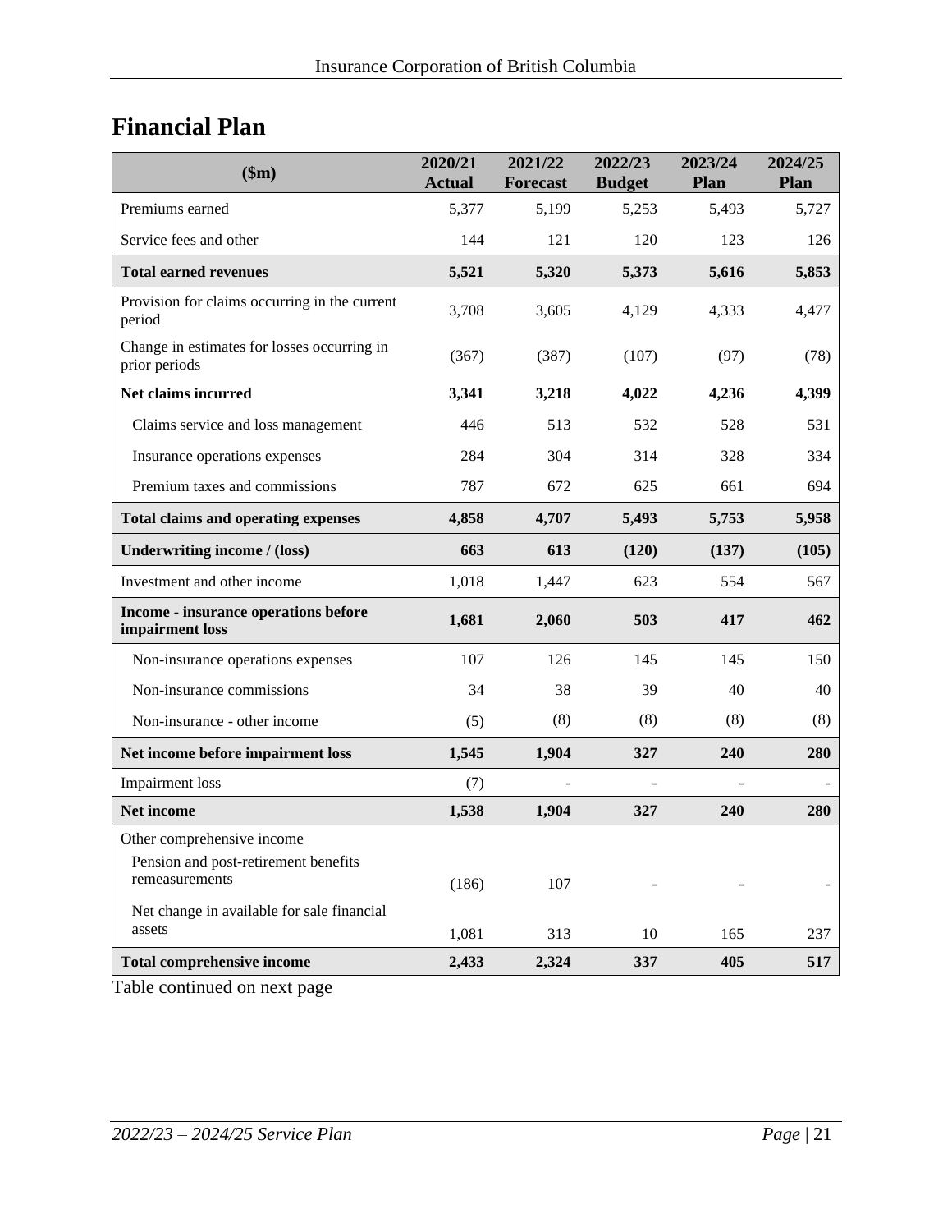# Financial Plan

| ($m) | 2020/21 Actual | 2021/22 Forecast | 2022/23 Budget | 2023/24 Plan | 2024/25 Plan |
|---|---|---|---|---|---|
| Premiums earned | 5,377 | 5,199 | 5,253 | 5,493 | 5,727 |
| Service fees and other | 144 | 121 | 120 | 123 | 126 |
| **Total earned revenues** | **5,521** | **5,320** | **5,373** | **5,616** | **5,853** |
| Provision for claims occurring in the current period | 3,708 | 3,605 | 4,129 | 4,333 | 4,477 |
| Change in estimates for losses occurring in prior periods | (367) | (387) | (107) | (97) | (78) |
| **Net claims incurred** | **3,341** | **3,218** | **4,022** | **4,236** | **4,399** |
| Claims service and loss management | 446 | 513 | 532 | 528 | 531 |
| Insurance operations expenses | 284 | 304 | 314 | 328 | 334 |
| Premium taxes and commissions | 787 | 672 | 625 | 661 | 694 |
| **Total claims and operating expenses** | **4,858** | **4,707** | **5,493** | **5,753** | **5,958** |
| **Underwriting income / (loss)** | **663** | **613** | **(120)** | **(137)** | **(105)** |
| Investment and other income | 1,018 | 1,447 | 623 | 554 | 567 |
| **Income - insurance operations before impairment loss** | **1,681** | **2,060** | **503** | **417** | **462** |
| Non-insurance operations expenses | 107 | 126 | 145 | 145 | 150 |
| Non-insurance commissions | 34 | 38 | 39 | 40 | 40 |
| Non-insurance - other income | (5) | (8) | (8) | (8) | (8) |
| **Net income before impairment loss** | **1,545** | **1,904** | **327** | **240** | **280** |
| Impairment loss | (7) | - | - | - | - |
| **Net income** | **1,538** | **1,904** | **327** | **240** | **280** |
| Other comprehensive income | | | | | |
| Pension and post-retirement benefits remeasurements | (186) | 107 | - | - | - |
| Net change in available for sale financial assets | 1,081 | 313 | 10 | 165 | 237 |
| **Total comprehensive income** | **2,433** | **2,324** | **337** | **405** | **517** |

Table continued on next page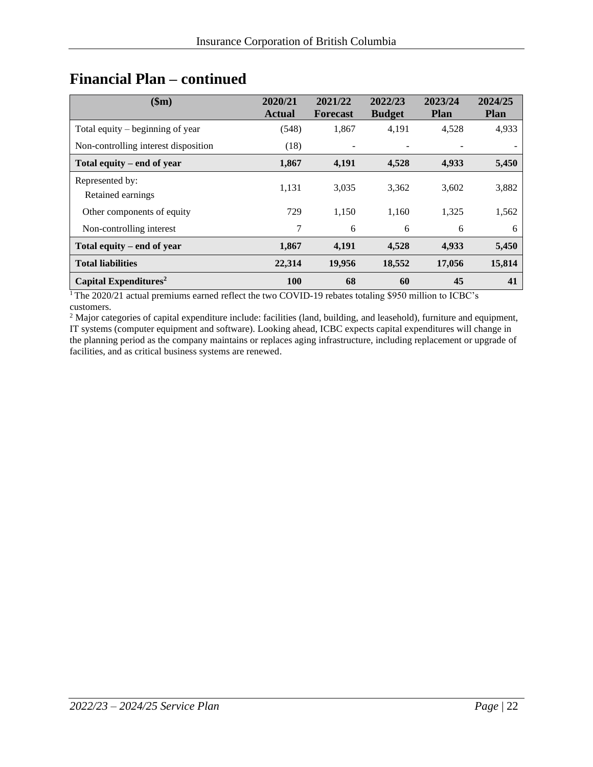## Financial Plan – continued

| ($m) | 2020/21 Actual | 2021/22 Forecast | 2022/23 Budget | 2023/24 Plan | 2024/25 Plan |
|---|---|---|---|---|---|
| Total equity – beginning of year | (548) | 1,867 | 4,191 | 4,528 | 4,933 |
| Non-controlling interest disposition | (18) | - | - | - | - |
| **Total equity – end of year** | **1,867** | **4,191** | **4,528** | **4,933** | **5,450** |
| Represented by: Retained earnings | 1,131 | 3,035 | 3,362 | 3,602 | 3,882 |
| Other components of equity | 729 | 1,150 | 1,160 | 1,325 | 1,562 |
| Non-controlling interest | 7 | 6 | 6 | 6 | 6 |
| **Total equity – end of year** | **1,867** | **4,191** | **4,528** | **4,933** | **5,450** |
| **Total liabilities** | **22,314** | **19,956** | **18,552** | **17,056** | **15,814** |
| **Capital Expenditures[2]** | **100** | **68** | **60** | **45** | **41** |

[1] The 2020/21 actual premiums earned reflect the two COVID-19 rebates totaling $950 million to ICBC's customers.

[2] Major categories of capital expenditure include: facilities (land, building, and leasehold), furniture and equipment, IT systems (computer equipment and software). Looking ahead, ICBC expects capital expenditures will change in the planning period as the company maintains or replaces aging infrastructure, including replacement or upgrade of facilities, and as critical business systems are renewed.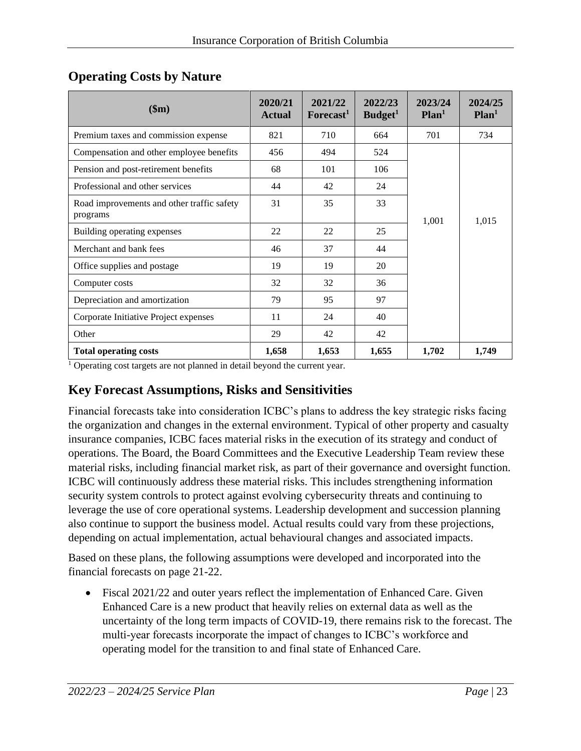## Operating Costs by Nature

| ($m) | 2020/21 Actual | 2021/22 Forecast[1] | 2022/23 Budget[1] | 2023/24 Plan[1] | 2024/25 Plan[1] |
|---|---|---|---|---|---|
| Premium taxes and commission expense | 821 | 710 | 664 | 701 | 734 |
| Compensation and other employee benefits | 456 | 494 | 524 | 1,001 | 1,015 |
| Pension and post-retirement benefits | 68 | 101 | 106 | | |
| Professional and other services | 44 | 42 | 24 | | |
| Road improvements and other traffic safety programs | 31 | 35 | 33 | | |
| Building operating expenses | 22 | 22 | 25 | | |
| Merchant and bank fees | 46 | 37 | 44 | | |
| Office supplies and postage | 19 | 19 | 20 | | |
| Computer costs | 32 | 32 | 36 | | |
| Depreciation and amortization | 79 | 95 | 97 | | |
| Corporate Initiative Project expenses | 11 | 24 | 40 | | |
| Other | 29 | 42 | 42 | | |
| **Total operating costs** | **1,658** | **1,653** | **1,655** | **1,702** | **1,749** |

[1] Operating cost targets are not planned in detail beyond the current year.

## Key Forecast Assumptions, Risks and Sensitivities

Financial forecasts take into consideration ICBC's plans to address the key strategic risks facing the organization and changes in the external environment. Typical of other property and casualty insurance companies, ICBC faces material risks in the execution of its strategy and conduct of operations. The Board, the Board Committees and the Executive Leadership Team review these material risks, including financial market risk, as part of their governance and oversight function. ICBC will continuously address these material risks. This includes strengthening information security system controls to protect against evolving cybersecurity threats and continuing to leverage the use of core operational systems. Leadership development and succession planning also continue to support the business model. Actual results could vary from these projections, depending on actual implementation, actual behavioural changes and associated impacts.

Based on these plans, the following assumptions were developed and incorporated into the financial forecasts on page 21-22.

- Fiscal 2021/22 and outer years reflect the implementation of Enhanced Care. Given Enhanced Care is a new product that heavily relies on external data as well as the uncertainty of the long term impacts of COVID-19, there remains risk to the forecast. The multi-year forecasts incorporate the impact of changes to ICBC's workforce and operating model for the transition to and final state of Enhanced Care.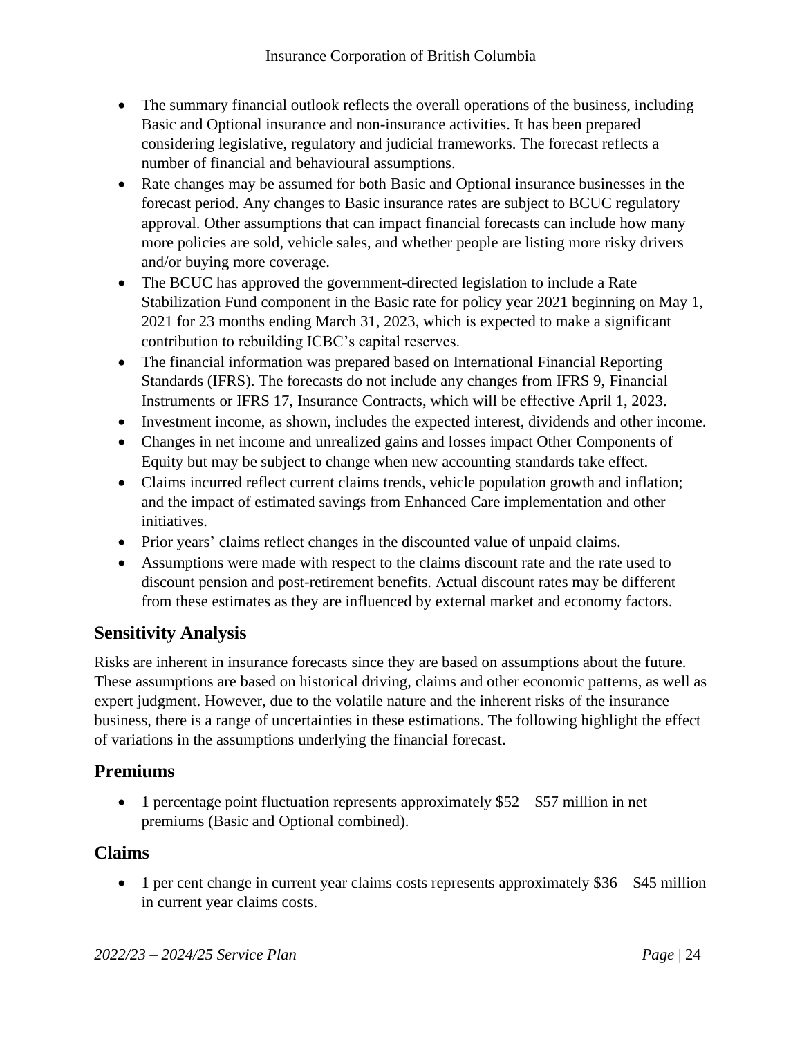- The summary financial outlook reflects the overall operations of the business, including Basic and Optional insurance and non-insurance activities. It has been prepared considering legislative, regulatory and judicial frameworks. The forecast reflects a number of financial and behavioural assumptions.
- Rate changes may be assumed for both Basic and Optional insurance businesses in the forecast period. Any changes to Basic insurance rates are subject to BCUC regulatory approval. Other assumptions that can impact financial forecasts can include how many more policies are sold, vehicle sales, and whether people are listing more risky drivers and/or buying more coverage.
- The BCUC has approved the government-directed legislation to include a Rate Stabilization Fund component in the Basic rate for policy year 2021 beginning on May 1, 2021 for 23 months ending March 31, 2023, which is expected to make a significant contribution to rebuilding ICBC's capital reserves.
- The financial information was prepared based on International Financial Reporting Standards (IFRS). The forecasts do not include any changes from IFRS 9, Financial Instruments or IFRS 17, Insurance Contracts, which will be effective April 1, 2023.
- Investment income, as shown, includes the expected interest, dividends and other income.
- Changes in net income and unrealized gains and losses impact Other Components of Equity but may be subject to change when new accounting standards take effect.
- Claims incurred reflect current claims trends, vehicle population growth and inflation; and the impact of estimated savings from Enhanced Care implementation and other initiatives.
- Prior years' claims reflect changes in the discounted value of unpaid claims.
- Assumptions were made with respect to the claims discount rate and the rate used to discount pension and post-retirement benefits. Actual discount rates may be different from these estimates as they are influenced by external market and economy factors.

## Sensitivity Analysis

Risks are inherent in insurance forecasts since they are based on assumptions about the future. These assumptions are based on historical driving, claims and other economic patterns, as well as expert judgment. However, due to the volatile nature and the inherent risks of the insurance business, there is a range of uncertainties in these estimations. The following highlight the effect of variations in the assumptions underlying the financial forecast.

## Premiums

- 1 percentage point fluctuation represents approximately $52 – $57 million in net premiums (Basic and Optional combined).

## Claims

- 1 per cent change in current year claims costs represents approximately $36 – $45 million in current year claims costs.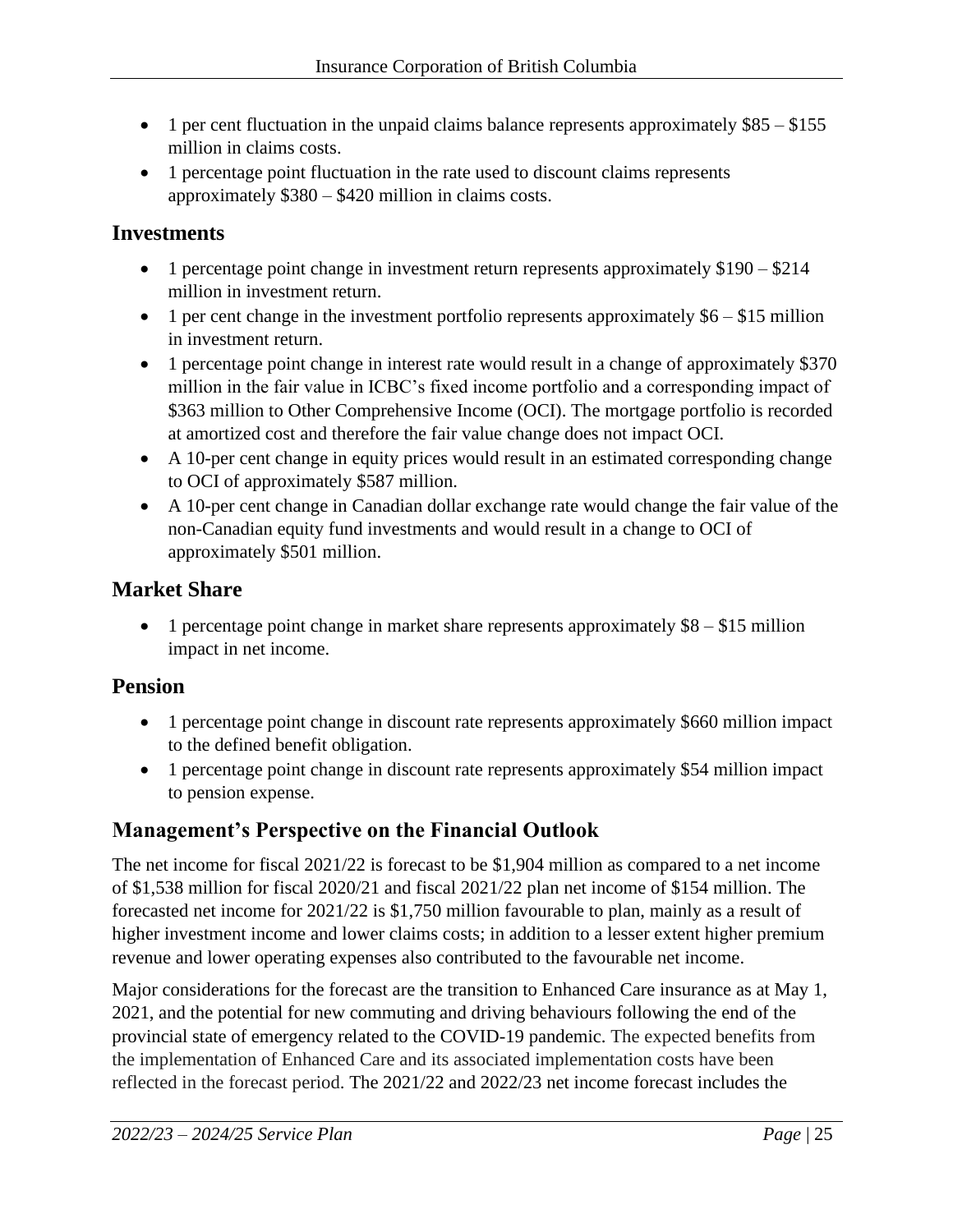- 1 per cent fluctuation in the unpaid claims balance represents approximately $85 – $155 million in claims costs.
- 1 percentage point fluctuation in the rate used to discount claims represents approximately $380 – $420 million in claims costs.

## Investments

- 1 percentage point change in investment return represents approximately $190 – $214 million in investment return.
- 1 per cent change in the investment portfolio represents approximately $6 – $15 million in investment return.
- 1 percentage point change in interest rate would result in a change of approximately $370 million in the fair value in ICBC's fixed income portfolio and a corresponding impact of $363 million to Other Comprehensive Income (OCI). The mortgage portfolio is recorded at amortized cost and therefore the fair value change does not impact OCI.
- A 10-per cent change in equity prices would result in an estimated corresponding change to OCI of approximately $587 million.
- A 10-per cent change in Canadian dollar exchange rate would change the fair value of the non-Canadian equity fund investments and would result in a change to OCI of approximately $501 million.

## Market Share

- 1 percentage point change in market share represents approximately $8 – $15 million impact in net income.

## Pension

- 1 percentage point change in discount rate represents approximately $660 million impact to the defined benefit obligation.
- 1 percentage point change in discount rate represents approximately $54 million impact to pension expense.

## Management's Perspective on the Financial Outlook

The net income for fiscal 2021/22 is forecast to be $1,904 million as compared to a net income of $1,538 million for fiscal 2020/21 and fiscal 2021/22 plan net income of $154 million. The forecasted net income for 2021/22 is $1,750 million favourable to plan, mainly as a result of higher investment income and lower claims costs; in addition to a lesser extent higher premium revenue and lower operating expenses also contributed to the favourable net income.

Major considerations for the forecast are the transition to Enhanced Care insurance as at May 1, 2021, and the potential for new commuting and driving behaviours following the end of the provincial state of emergency related to the COVID-19 pandemic. The expected benefits from the implementation of Enhanced Care and its associated implementation costs have been reflected in the forecast period. The 2021/22 and 2022/23 net income forecast includes the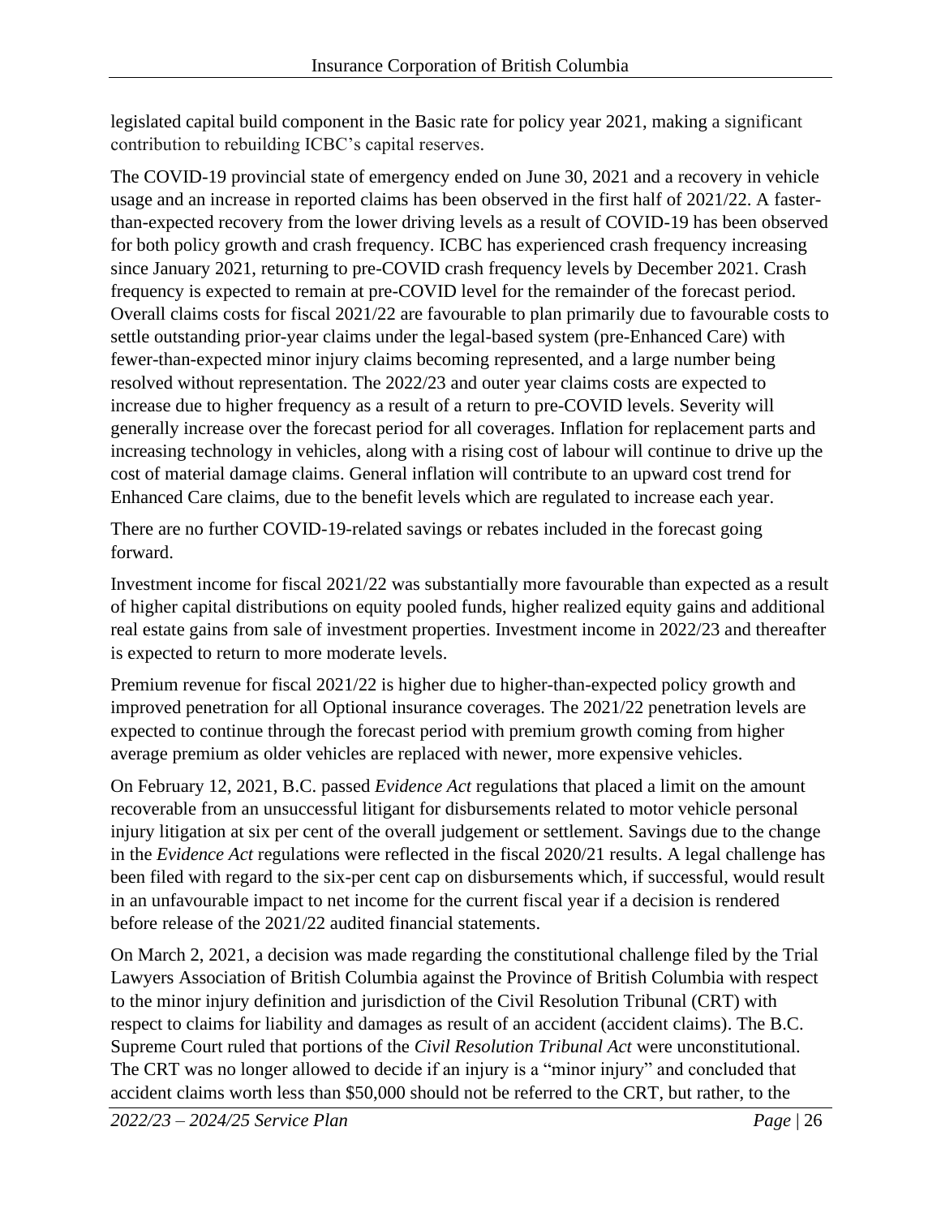legislated capital build component in the Basic rate for policy year 2021, making a significant contribution to rebuilding ICBC's capital reserves.

The COVID-19 provincial state of emergency ended on June 30, 2021 and a recovery in vehicle usage and an increase in reported claims has been observed in the first half of 2021/22. A faster-than-expected recovery from the lower driving levels as a result of COVID-19 has been observed for both policy growth and crash frequency. ICBC has experienced crash frequency increasing since January 2021, returning to pre-COVID crash frequency levels by December 2021. Crash frequency is expected to remain at pre-COVID level for the remainder of the forecast period. Overall claims costs for fiscal 2021/22 are favourable to plan primarily due to favourable costs to settle outstanding prior-year claims under the legal-based system (pre-Enhanced Care) with fewer-than-expected minor injury claims becoming represented, and a large number being resolved without representation. The 2022/23 and outer year claims costs are expected to increase due to higher frequency as a result of a return to pre-COVID levels. Severity will generally increase over the forecast period for all coverages. Inflation for replacement parts and increasing technology in vehicles, along with a rising cost of labour will continue to drive up the cost of material damage claims. General inflation will contribute to an upward cost trend for Enhanced Care claims, due to the benefit levels which are regulated to increase each year.

There are no further COVID-19-related savings or rebates included in the forecast going forward.

Investment income for fiscal 2021/22 was substantially more favourable than expected as a result of higher capital distributions on equity pooled funds, higher realized equity gains and additional real estate gains from sale of investment properties. Investment income in 2022/23 and thereafter is expected to return to more moderate levels.

Premium revenue for fiscal 2021/22 is higher due to higher-than-expected policy growth and improved penetration for all Optional insurance coverages. The 2021/22 penetration levels are expected to continue through the forecast period with premium growth coming from higher average premium as older vehicles are replaced with newer, more expensive vehicles.

On February 12, 2021, B.C. passed *Evidence Act* regulations that placed a limit on the amount recoverable from an unsuccessful litigant for disbursements related to motor vehicle personal injury litigation at six per cent of the overall judgement or settlement. Savings due to the change in the *Evidence Act* regulations were reflected in the fiscal 2020/21 results. A legal challenge has been filed with regard to the six-per cent cap on disbursements which, if successful, would result in an unfavourable impact to net income for the current fiscal year if a decision is rendered before release of the 2021/22 audited financial statements.

On March 2, 2021, a decision was made regarding the constitutional challenge filed by the Trial Lawyers Association of British Columbia against the Province of British Columbia with respect to the minor injury definition and jurisdiction of the Civil Resolution Tribunal (CRT) with respect to claims for liability and damages as result of an accident (accident claims). The B.C. Supreme Court ruled that portions of the *Civil Resolution Tribunal Act* were unconstitutional. The CRT was no longer allowed to decide if an injury is a "minor injury" and concluded that accident claims worth less than $50,000 should not be referred to the CRT, but rather, to the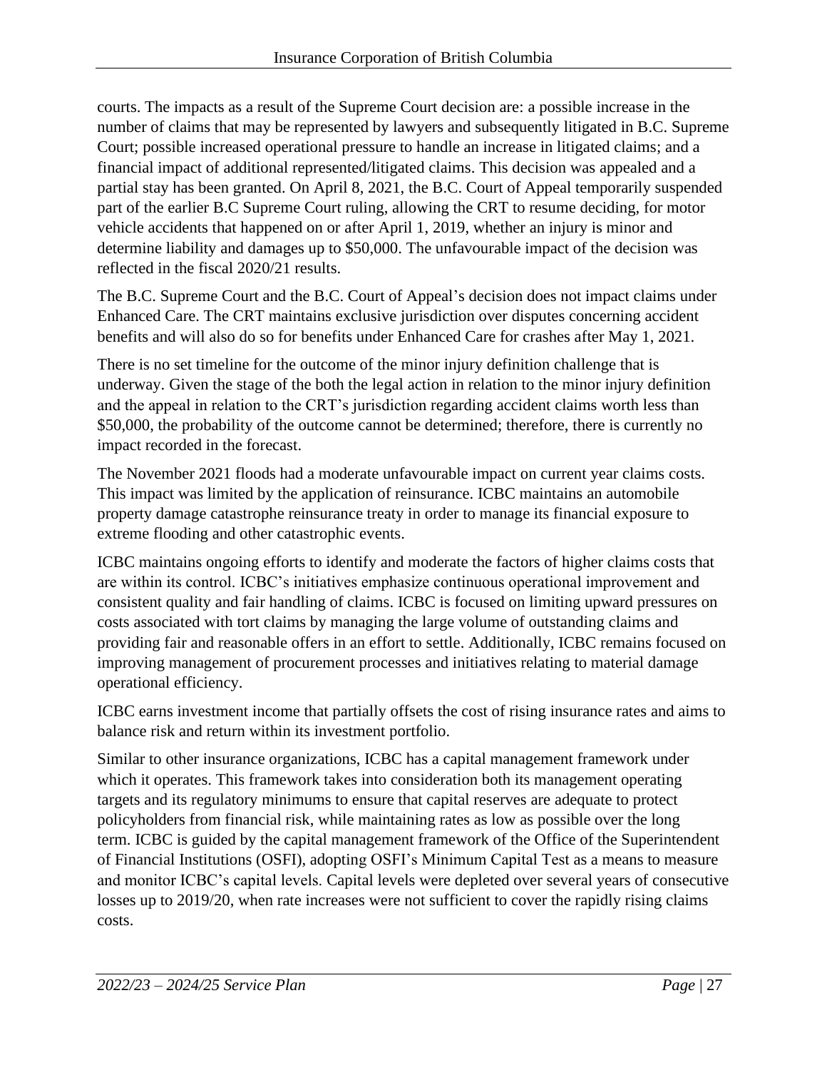courts. The impacts as a result of the Supreme Court decision are: a possible increase in the number of claims that may be represented by lawyers and subsequently litigated in B.C. Supreme Court; possible increased operational pressure to handle an increase in litigated claims; and a financial impact of additional represented/litigated claims. This decision was appealed and a partial stay has been granted. On April 8, 2021, the B.C. Court of Appeal temporarily suspended part of the earlier B.C Supreme Court ruling, allowing the CRT to resume deciding, for motor vehicle accidents that happened on or after April 1, 2019, whether an injury is minor and determine liability and damages up to $50,000. The unfavourable impact of the decision was reflected in the fiscal 2020/21 results.

The B.C. Supreme Court and the B.C. Court of Appeal's decision does not impact claims under Enhanced Care. The CRT maintains exclusive jurisdiction over disputes concerning accident benefits and will also do so for benefits under Enhanced Care for crashes after May 1, 2021.

There is no set timeline for the outcome of the minor injury definition challenge that is underway. Given the stage of the both the legal action in relation to the minor injury definition and the appeal in relation to the CRT's jurisdiction regarding accident claims worth less than $50,000, the probability of the outcome cannot be determined; therefore, there is currently no impact recorded in the forecast.

The November 2021 floods had a moderate unfavourable impact on current year claims costs. This impact was limited by the application of reinsurance. ICBC maintains an automobile property damage catastrophe reinsurance treaty in order to manage its financial exposure to extreme flooding and other catastrophic events.

ICBC maintains ongoing efforts to identify and moderate the factors of higher claims costs that are within its control. ICBC's initiatives emphasize continuous operational improvement and consistent quality and fair handling of claims. ICBC is focused on limiting upward pressures on costs associated with tort claims by managing the large volume of outstanding claims and providing fair and reasonable offers in an effort to settle. Additionally, ICBC remains focused on improving management of procurement processes and initiatives relating to material damage operational efficiency.

ICBC earns investment income that partially offsets the cost of rising insurance rates and aims to balance risk and return within its investment portfolio.

Similar to other insurance organizations, ICBC has a capital management framework under which it operates. This framework takes into consideration both its management operating targets and its regulatory minimums to ensure that capital reserves are adequate to protect policyholders from financial risk, while maintaining rates as low as possible over the long term. ICBC is guided by the capital management framework of the Office of the Superintendent of Financial Institutions (OSFI), adopting OSFI's Minimum Capital Test as a means to measure and monitor ICBC's capital levels. Capital levels were depleted over several years of consecutive losses up to 2019/20, when rate increases were not sufficient to cover the rapidly rising claims costs.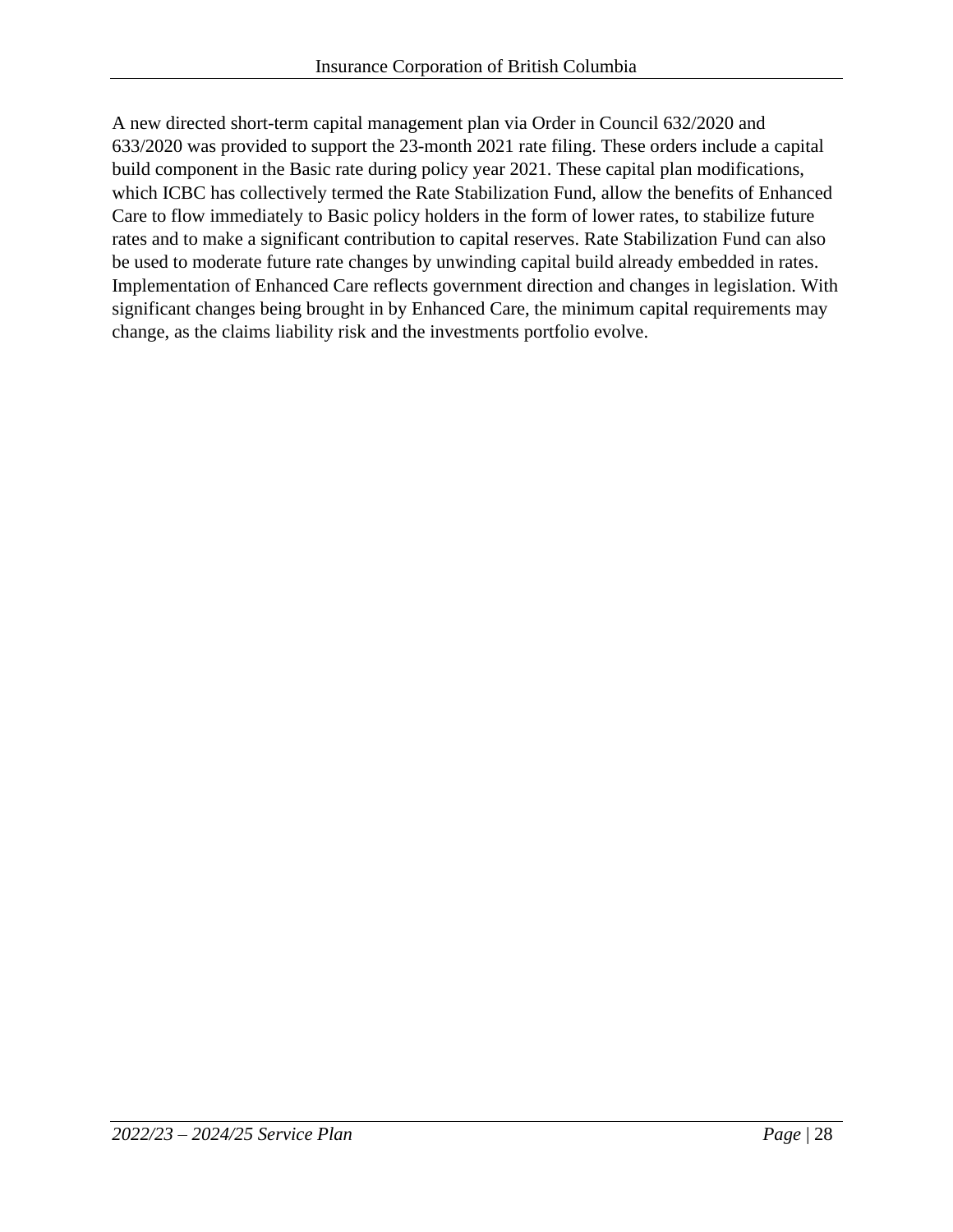A new directed short-term capital management plan via Order in Council 632/2020 and 633/2020 was provided to support the 23-month 2021 rate filing. These orders include a capital build component in the Basic rate during policy year 2021. These capital plan modifications, which ICBC has collectively termed the Rate Stabilization Fund, allow the benefits of Enhanced Care to flow immediately to Basic policy holders in the form of lower rates, to stabilize future rates and to make a significant contribution to capital reserves. Rate Stabilization Fund can also be used to moderate future rate changes by unwinding capital build already embedded in rates. Implementation of Enhanced Care reflects government direction and changes in legislation. With significant changes being brought in by Enhanced Care, the minimum capital requirements may change, as the claims liability risk and the investments portfolio evolve.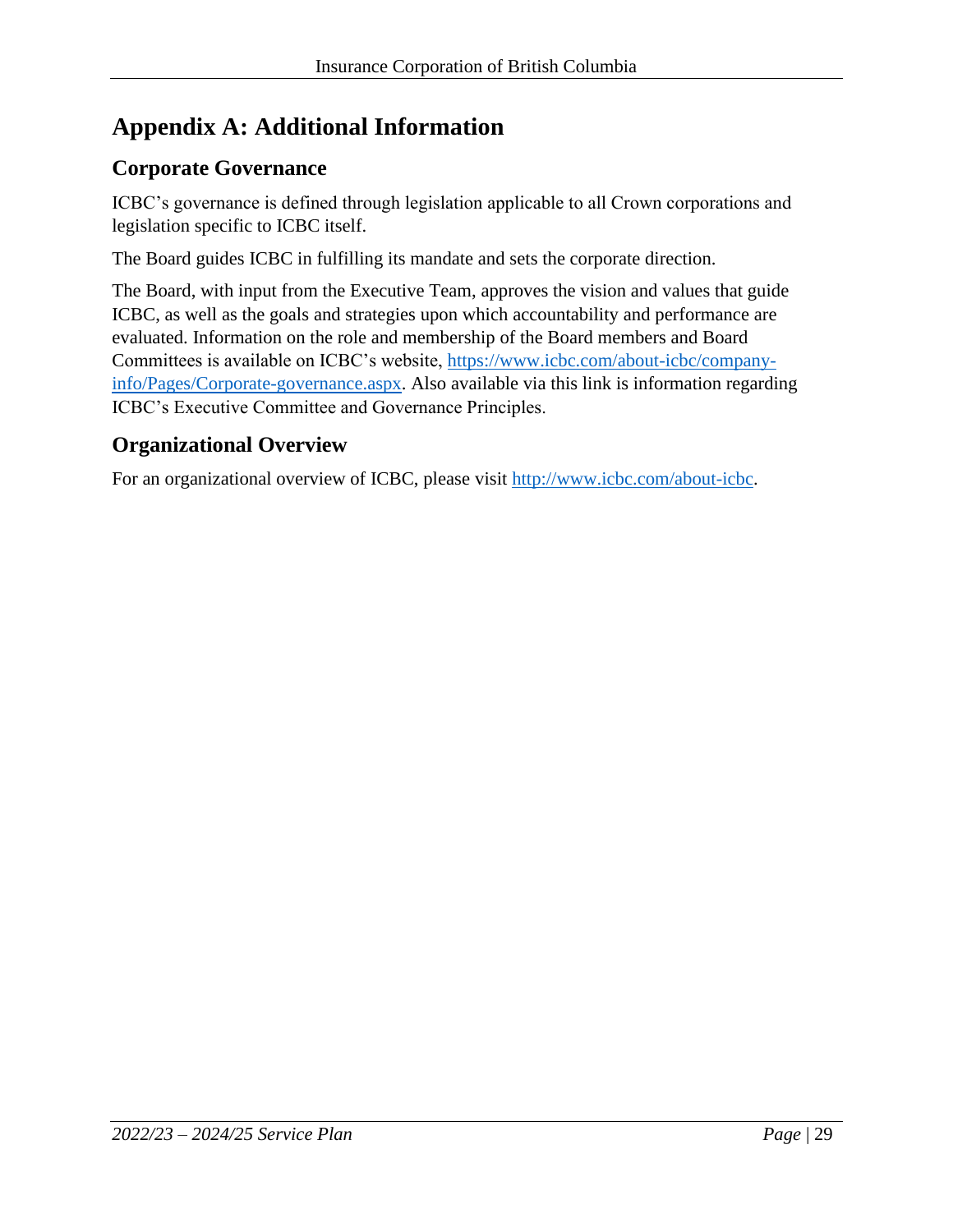# Appendix A: Additional Information

## Corporate Governance

ICBC's governance is defined through legislation applicable to all Crown corporations and legislation specific to ICBC itself.

The Board guides ICBC in fulfilling its mandate and sets the corporate direction.

The Board, with input from the Executive Team, approves the vision and values that guide ICBC, as well as the goals and strategies upon which accountability and performance are evaluated. Information on the role and membership of the Board members and Board Committees is available on ICBC's website, [https://www.icbc.com/about-icbc/company-info/Pages/Corporate-governance.aspx](https://www.icbc.com/about-icbc/company-info/Pages/Corporate-governance.aspx). Also available via this link is information regarding ICBC's Executive Committee and Governance Principles.

## Organizational Overview

For an organizational overview of ICBC, please visit [http://www.icbc.com/about-icbc](http://www.icbc.com/about-icbc).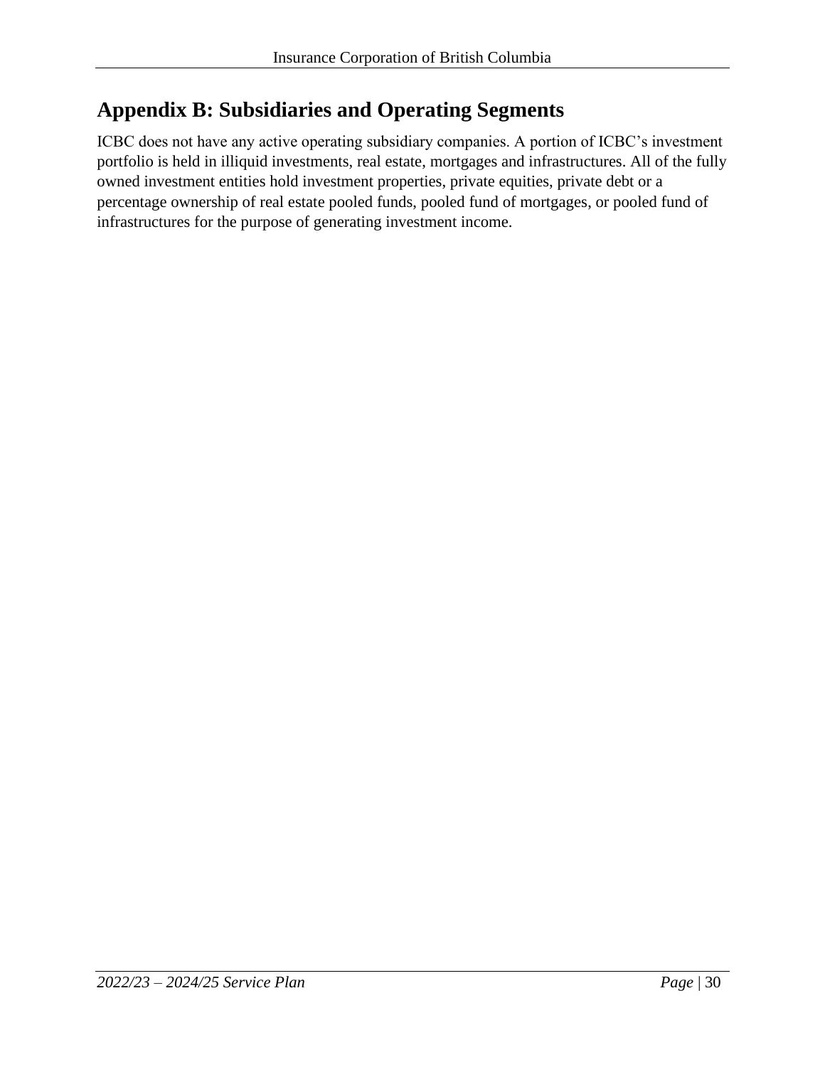# Appendix B: Subsidiaries and Operating Segments

ICBC does not have any active operating subsidiary companies. A portion of ICBC's investment portfolio is held in illiquid investments, real estate, mortgages and infrastructures. All of the fully owned investment entities hold investment properties, private equities, private debt or a percentage ownership of real estate pooled funds, pooled fund of mortgages, or pooled fund of infrastructures for the purpose of generating investment income.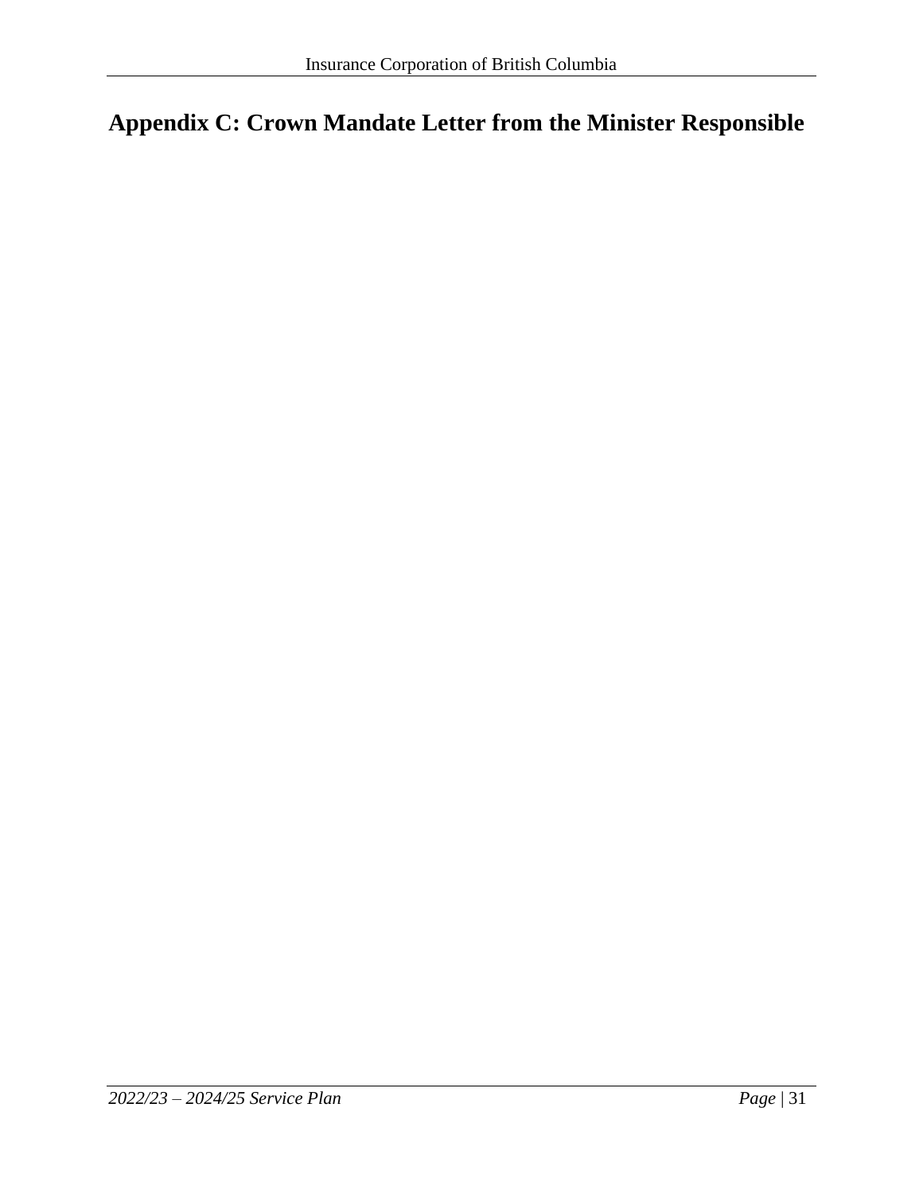# Appendix C: Crown Mandate Letter from the Minister Responsible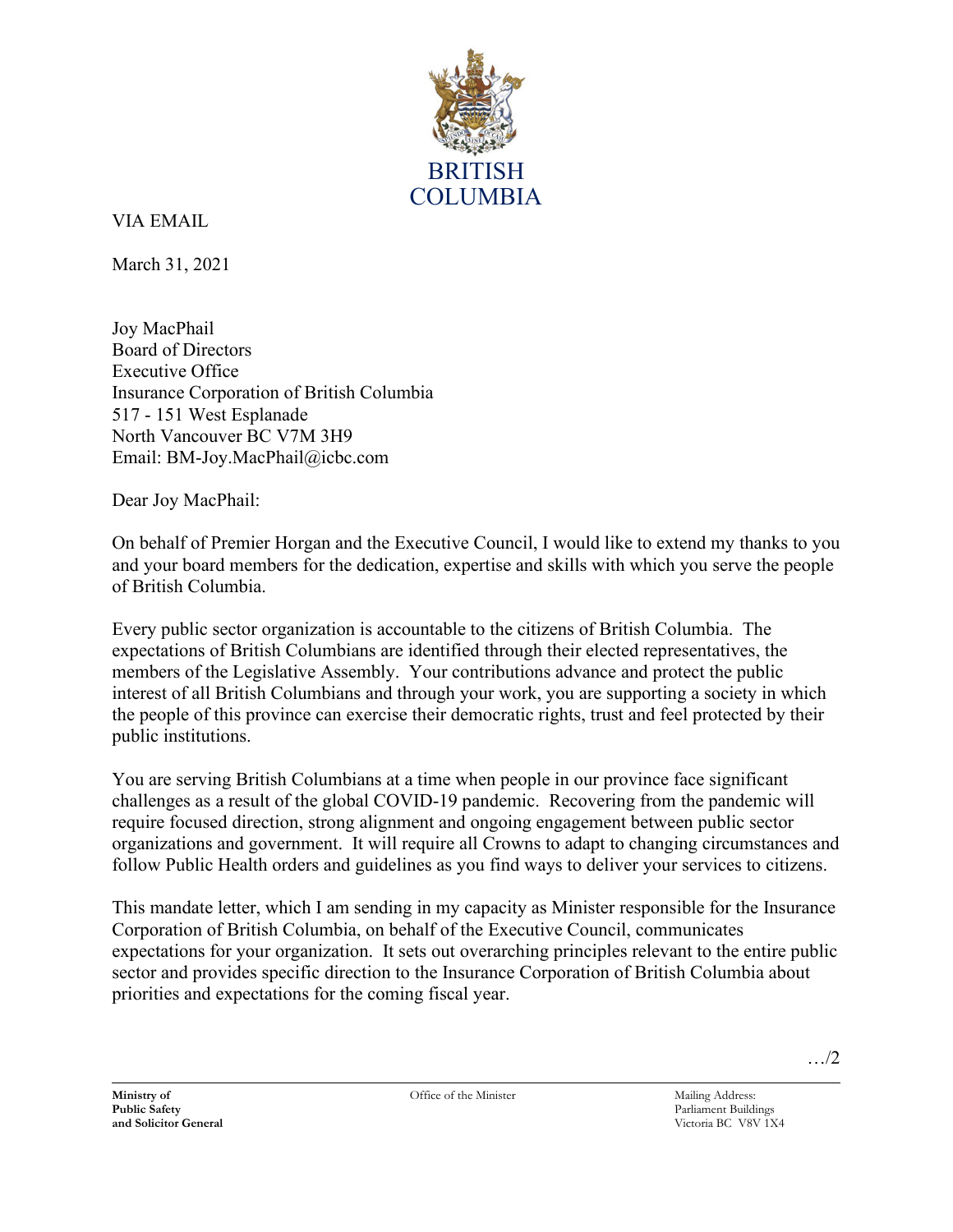BRITISH COLUMBIA

VIA EMAIL

March 31, 2021

Joy MacPhail
Board of Directors
Executive Office
Insurance Corporation of British Columbia
517 - 151 West Esplanade
North Vancouver BC V7M 3H9
Email: BM-Joy.MacPhail@icbc.com

Dear Joy MacPhail:

On behalf of Premier Horgan and the Executive Council, I would like to extend my thanks to you and your board members for the dedication, expertise and skills with which you serve the people of British Columbia.

Every public sector organization is accountable to the citizens of British Columbia. The expectations of British Columbians are identified through their elected representatives, the members of the Legislative Assembly. Your contributions advance and protect the public interest of all British Columbians and through your work, you are supporting a society in which the people of this province can exercise their democratic rights, trust and feel protected by their public institutions.

You are serving British Columbians at a time when people in our province face significant challenges as a result of the global COVID-19 pandemic. Recovering from the pandemic will require focused direction, strong alignment and ongoing engagement between public sector organizations and government. It will require all Crowns to adapt to changing circumstances and follow Public Health orders and guidelines as you find ways to deliver your services to citizens.

This mandate letter, which I am sending in my capacity as Minister responsible for the Insurance Corporation of British Columbia, on behalf of the Executive Council, communicates expectations for your organization. It sets out overarching principles relevant to the entire public sector and provides specific direction to the Insurance Corporation of British Columbia about priorities and expectations for the coming fiscal year.

…/2

**Ministry of Public Safety and Solicitor General** | Office of the Minister | Mailing Address: Parliament Buildings Victoria BC V8V 1X4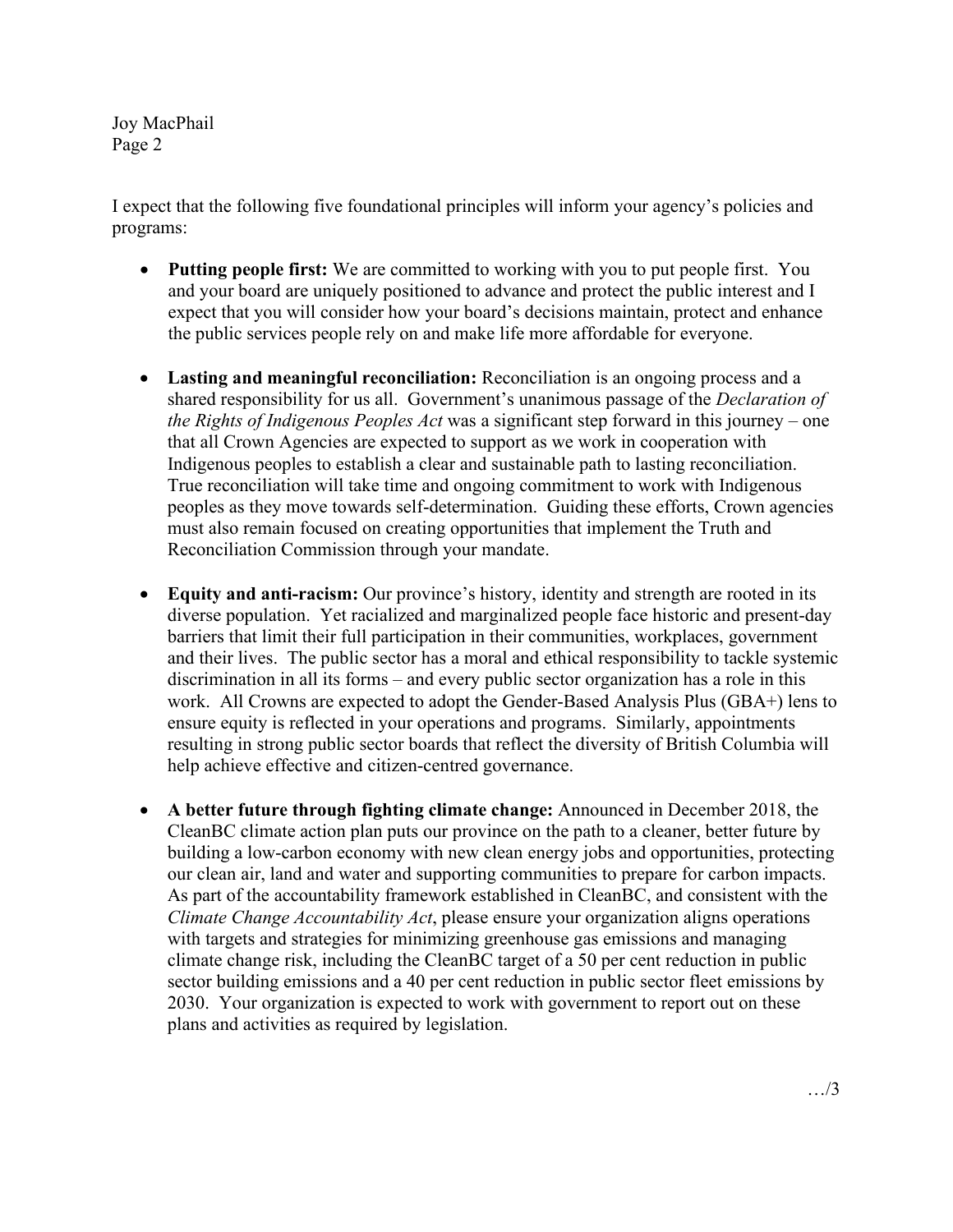I expect that the following five foundational principles will inform your agency's policies and programs:

- **Putting people first:** We are committed to working with you to put people first. You and your board are uniquely positioned to advance and protect the public interest and I expect that you will consider how your board's decisions maintain, protect and enhance the public services people rely on and make life more affordable for everyone.

- **Lasting and meaningful reconciliation:** Reconciliation is an ongoing process and a shared responsibility for us all. Government's unanimous passage of the *Declaration of the Rights of Indigenous Peoples Act* was a significant step forward in this journey – one that all Crown Agencies are expected to support as we work in cooperation with Indigenous peoples to establish a clear and sustainable path to lasting reconciliation. True reconciliation will take time and ongoing commitment to work with Indigenous peoples as they move towards self-determination. Guiding these efforts, Crown agencies must also remain focused on creating opportunities that implement the Truth and Reconciliation Commission through your mandate.

- **Equity and anti-racism:** Our province's history, identity and strength are rooted in its diverse population. Yet racialized and marginalized people face historic and present-day barriers that limit their full participation in their communities, workplaces, government and their lives. The public sector has a moral and ethical responsibility to tackle systemic discrimination in all its forms – and every public sector organization has a role in this work. All Crowns are expected to adopt the Gender-Based Analysis Plus (GBA+) lens to ensure equity is reflected in your operations and programs. Similarly, appointments resulting in strong public sector boards that reflect the diversity of British Columbia will help achieve effective and citizen-centred governance.

- **A better future through fighting climate change:** Announced in December 2018, the CleanBC climate action plan puts our province on the path to a cleaner, better future by building a low-carbon economy with new clean energy jobs and opportunities, protecting our clean air, land and water and supporting communities to prepare for carbon impacts. As part of the accountability framework established in CleanBC, and consistent with the *Climate Change Accountability Act*, please ensure your organization aligns operations with targets and strategies for minimizing greenhouse gas emissions and managing climate change risk, including the CleanBC target of a 50 per cent reduction in public sector building emissions and a 40 per cent reduction in public sector fleet emissions by 2030. Your organization is expected to work with government to report out on these plans and activities as required by legislation.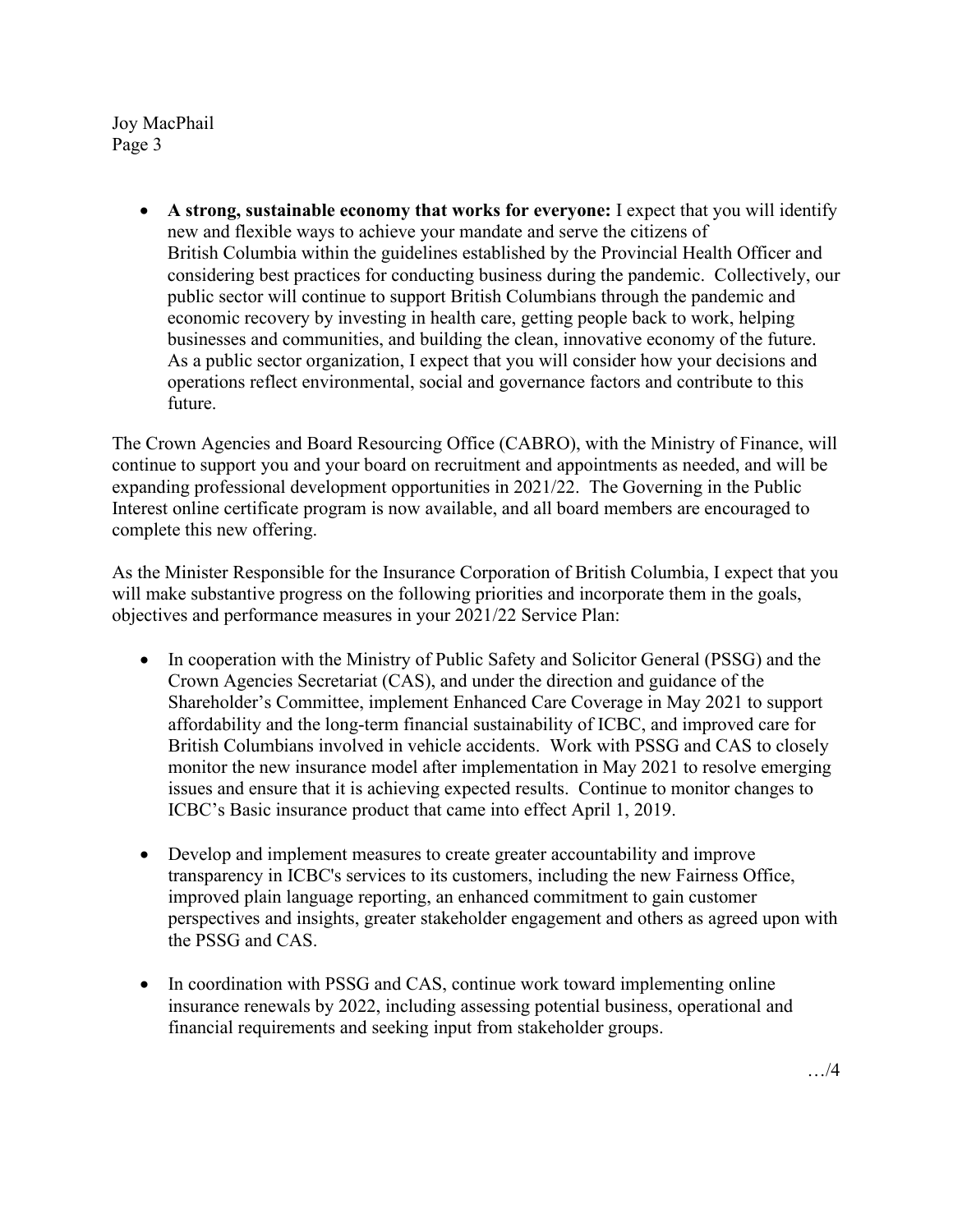- **A strong, sustainable economy that works for everyone:** I expect that you will identify new and flexible ways to achieve your mandate and serve the citizens of British Columbia within the guidelines established by the Provincial Health Officer and considering best practices for conducting business during the pandemic. Collectively, our public sector will continue to support British Columbians through the pandemic and economic recovery by investing in health care, getting people back to work, helping businesses and communities, and building the clean, innovative economy of the future. As a public sector organization, I expect that you will consider how your decisions and operations reflect environmental, social and governance factors and contribute to this future.

The Crown Agencies and Board Resourcing Office (CABRO), with the Ministry of Finance, will continue to support you and your board on recruitment and appointments as needed, and will be expanding professional development opportunities in 2021/22. The Governing in the Public Interest online certificate program is now available, and all board members are encouraged to complete this new offering.

As the Minister Responsible for the Insurance Corporation of British Columbia, I expect that you will make substantive progress on the following priorities and incorporate them in the goals, objectives and performance measures in your 2021/22 Service Plan:

- In cooperation with the Ministry of Public Safety and Solicitor General (PSSG) and the Crown Agencies Secretariat (CAS), and under the direction and guidance of the Shareholder's Committee, implement Enhanced Care Coverage in May 2021 to support affordability and the long-term financial sustainability of ICBC, and improved care for British Columbians involved in vehicle accidents. Work with PSSG and CAS to closely monitor the new insurance model after implementation in May 2021 to resolve emerging issues and ensure that it is achieving expected results. Continue to monitor changes to ICBC's Basic insurance product that came into effect April 1, 2019.

- Develop and implement measures to create greater accountability and improve transparency in ICBC's services to its customers, including the new Fairness Office, improved plain language reporting, an enhanced commitment to gain customer perspectives and insights, greater stakeholder engagement and others as agreed upon with the PSSG and CAS.

- In coordination with PSSG and CAS, continue work toward implementing online insurance renewals by 2022, including assessing potential business, operational and financial requirements and seeking input from stakeholder groups.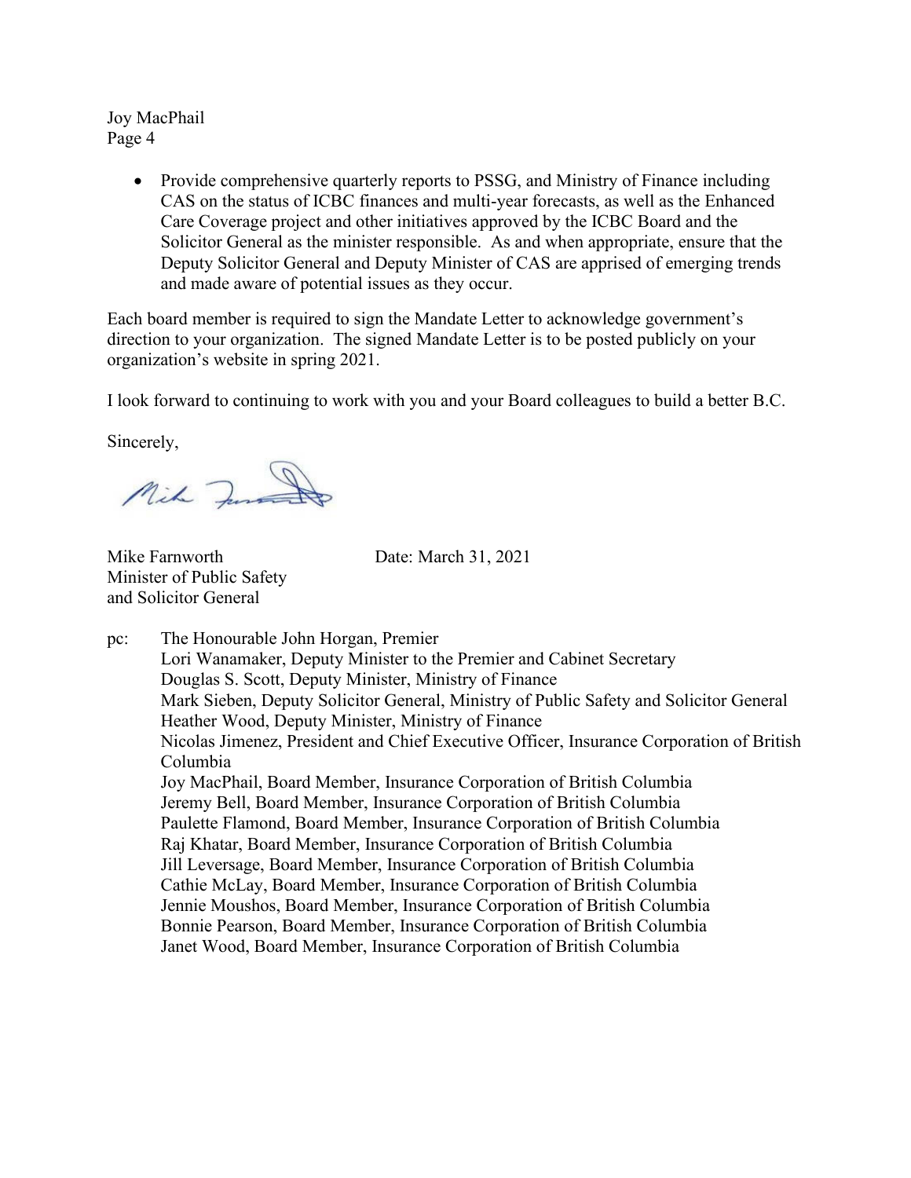- Provide comprehensive quarterly reports to PSSG, and Ministry of Finance including CAS on the status of ICBC finances and multi-year forecasts, as well as the Enhanced Care Coverage project and other initiatives approved by the ICBC Board and the Solicitor General as the minister responsible. As and when appropriate, ensure that the Deputy Solicitor General and Deputy Minister of CAS are apprised of emerging trends and made aware of potential issues as they occur.

Each board member is required to sign the Mandate Letter to acknowledge government's direction to your organization. The signed Mandate Letter is to be posted publicly on your organization's website in spring 2021.

I look forward to continuing to work with you and your Board colleagues to build a better B.C.

Sincerely,

Mike Farnworth
Minister of Public Safety
and Solicitor General

Date: March 31, 2021

pc: The Honourable John Horgan, Premier
Lori Wanamaker, Deputy Minister to the Premier and Cabinet Secretary
Douglas S. Scott, Deputy Minister, Ministry of Finance
Mark Sieben, Deputy Solicitor General, Ministry of Public Safety and Solicitor General
Heather Wood, Deputy Minister, Ministry of Finance
Nicolas Jimenez, President and Chief Executive Officer, Insurance Corporation of British Columbia
Joy MacPhail, Board Member, Insurance Corporation of British Columbia
Jeremy Bell, Board Member, Insurance Corporation of British Columbia
Paulette Flamond, Board Member, Insurance Corporation of British Columbia
Raj Khatar, Board Member, Insurance Corporation of British Columbia
Jill Leversage, Board Member, Insurance Corporation of British Columbia
Cathie McLay, Board Member, Insurance Corporation of British Columbia
Jennie Moushos, Board Member, Insurance Corporation of British Columbia
Bonnie Pearson, Board Member, Insurance Corporation of British Columbia
Janet Wood, Board Member, Insurance Corporation of British Columbia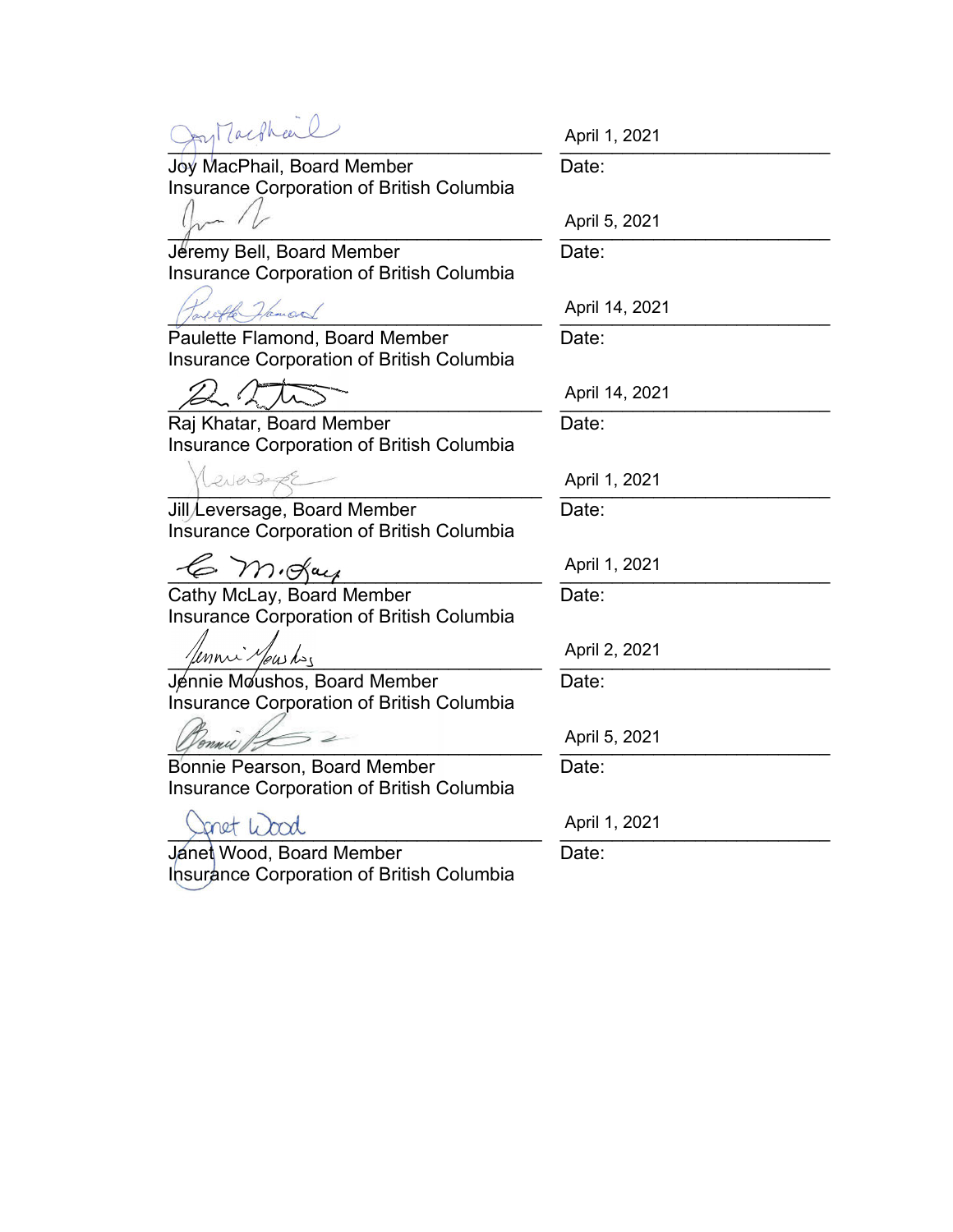| | |
|---|---|
| Joy MacPhail, Board Member<br>Insurance Corporation of British Columbia | Date: April 1, 2021 |
| Jeremy Bell, Board Member<br>Insurance Corporation of British Columbia | Date: April 5, 2021 |
| Paulette Flamond, Board Member<br>Insurance Corporation of British Columbia | Date: April 14, 2021 |
| Raj Khatar, Board Member<br>Insurance Corporation of British Columbia | Date: April 14, 2021 |
| Jill Leversage, Board Member<br>Insurance Corporation of British Columbia | Date: April 1, 2021 |
| Cathy McLay, Board Member<br>Insurance Corporation of British Columbia | Date: April 1, 2021 |
| Jennie Moushos, Board Member<br>Insurance Corporation of British Columbia | Date: April 2, 2021 |
| Bonnie Pearson, Board Member<br>Insurance Corporation of British Columbia | Date: April 5, 2021 |
| Janet Wood, Board Member<br>Insurance Corporation of British Columbia | Date: April 1, 2021 |